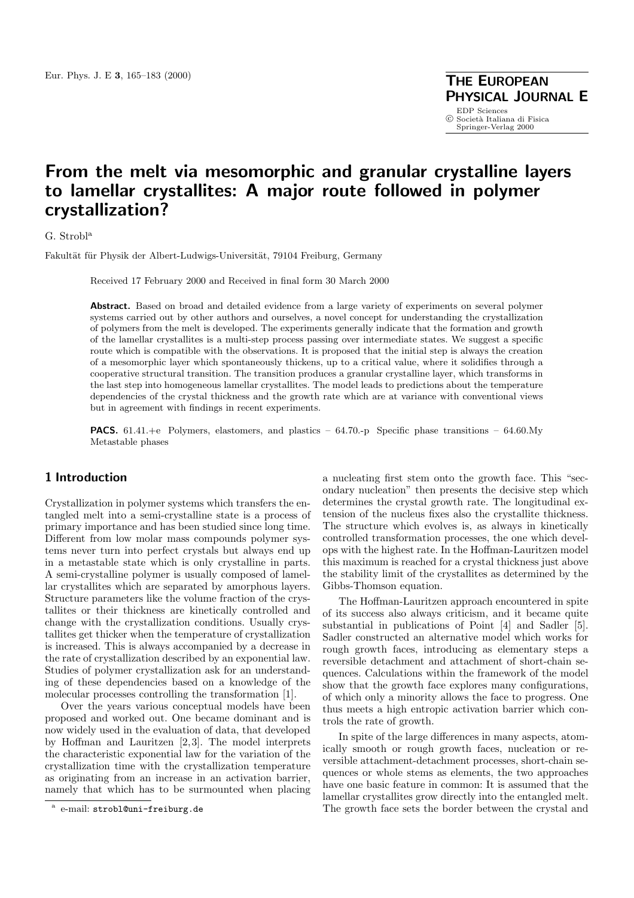# From the melt via mesomorphic and granular crystalline layers to lamellar crystallites: A major route followed in polymer crystallization?

G. Strobl[a]

Fakultät für Physik der Albert-Ludwigs-Universität, 79104 Freiburg, Germany

Received 17 February 2000 and Received in final form 30 March 2000

**Abstract.** Based on broad and detailed evidence from a large variety of experiments on several polymer systems carried out by other authors and ourselves, a novel concept for understanding the crystallization of polymers from the melt is developed. The experiments generally indicate that the formation and growth of the lamellar crystallites is a multi-step process passing over intermediate states. We suggest a specific route which is compatible with the observations. It is proposed that the initial step is always the creation of a mesomorphic layer which spontaneously thickens, up to a critical value, where it solidifies through a cooperative structural transition. The transition produces a granular crystalline layer, which transforms in the last step into homogeneous lamellar crystallites. The model leads to predictions about the temperature dependencies of the crystal thickness and the growth rate which are at variance with conventional views but in agreement with findings in recent experiments.

**PACS.** 61.41.+e Polymers, elastomers, and plastics – 64.70.-p Specific phase transitions – 64.60.My Metastable phases

## 1 Introduction

Crystallization in polymer systems which transfers the entangled melt into a semi-crystalline state is a process of primary importance and has been studied since long time. Different from low molar mass compounds polymer systems never turn into perfect crystals but always end up in a metastable state which is only crystalline in parts. A semi-crystalline polymer is usually composed of lamellar crystallites which are separated by amorphous layers. Structure parameters like the volume fraction of the crystallites or their thickness are kinetically controlled and change with the crystallization conditions. Usually crystallites get thicker when the temperature of crystallization is increased. This is always accompanied by a decrease in the rate of crystallization described by an exponential law. Studies of polymer crystallization ask for an understanding of these dependencies based on a knowledge of the molecular processes controlling the transformation [1].

Over the years various conceptual models have been proposed and worked out. One became dominant and is now widely used in the evaluation of data, that developed by Hoffman and Lauritzen [2,3]. The model interprets the characteristic exponential law for the variation of the crystallization time with the crystallization temperature as originating from an increase in an activation barrier, namely that which has to be surmounted when placing a nucleating first stem onto the growth face. This "secondary nucleation" then presents the decisive step which determines the crystal growth rate. The longitudinal extension of the nucleus fixes also the crystallite thickness. The structure which evolves is, as always in kinetically controlled transformation processes, the one which develops with the highest rate. In the Hoffman-Lauritzen model this maximum is reached for a crystal thickness just above the stability limit of the crystallites as determined by the Gibbs-Thomson equation.

The Hoffman-Lauritzen approach encountered in spite of its success also always criticism, and it became quite substantial in publications of Point [4] and Sadler [5]. Sadler constructed an alternative model which works for rough growth faces, introducing as elementary steps a reversible detachment and attachment of short-chain sequences. Calculations within the framework of the model show that the growth face explores many configurations, of which only a minority allows the face to progress. One thus meets a high entropic activation barrier which controls the rate of growth.

In spite of the large differences in many aspects, atomically smooth or rough growth faces, nucleation or reversible attachment-detachment processes, short-chain sequences or whole stems as elements, the two approaches have one basic feature in common: It is assumed that the lamellar crystallites grow directly into the entangled melt. The growth face sets the border between the crystal and

[a] e-mail: strobl@uni-freiburg.de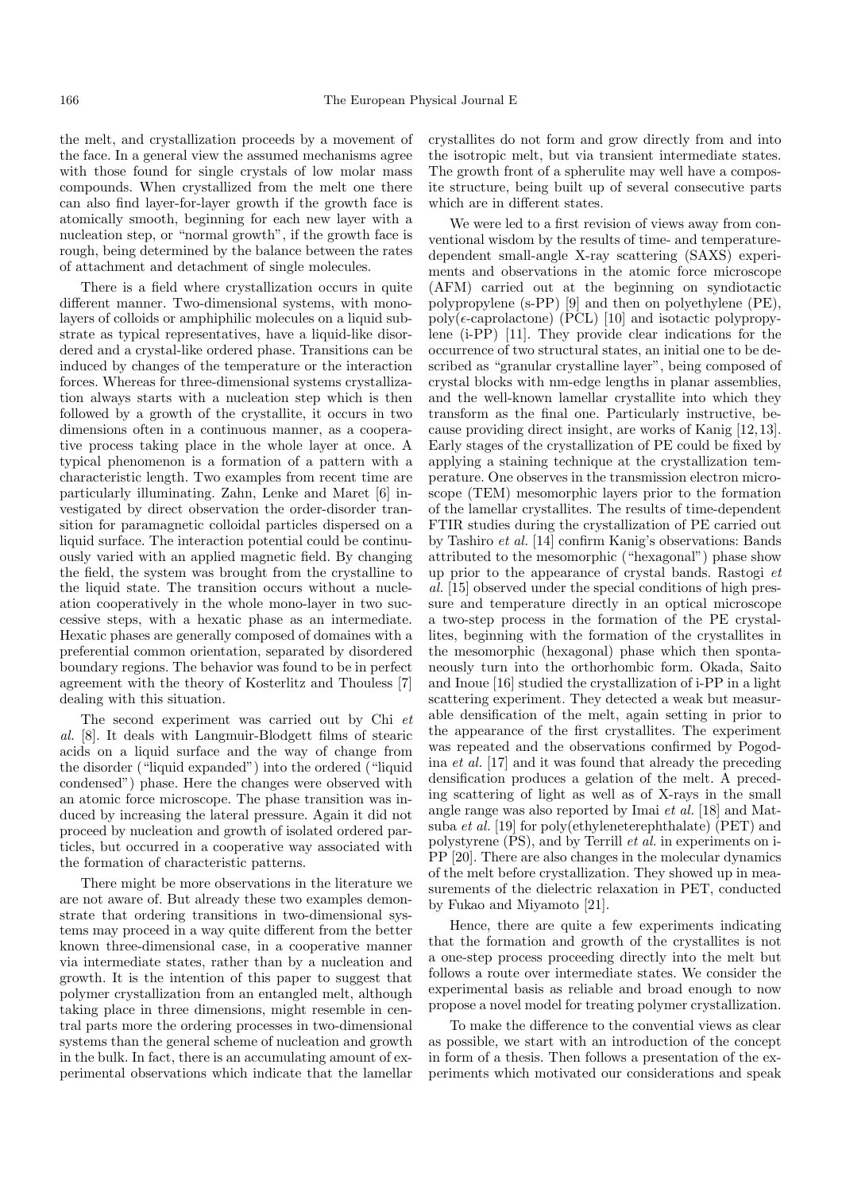the melt, and crystallization proceeds by a movement of the face. In a general view the assumed mechanisms agree with those found for single crystals of low molar mass compounds. When crystallized from the melt one there can also find layer-for-layer growth if the growth face is atomically smooth, beginning for each new layer with a nucleation step, or "normal growth", if the growth face is rough, being determined by the balance between the rates of attachment and detachment of single molecules.

There is a field where crystallization occurs in quite different manner. Two-dimensional systems, with monolayers of colloids or amphiphilic molecules on a liquid substrate as typical representatives, have a liquid-like disordered and a crystal-like ordered phase. Transitions can be induced by changes of the temperature or the interaction forces. Whereas for three-dimensional systems crystallization always starts with a nucleation step which is then followed by a growth of the crystallite, it occurs in two dimensions often in a continuous manner, as a cooperative process taking place in the whole layer at once. A typical phenomenon is a formation of a pattern with a characteristic length. Two examples from recent time are particularly illuminating. Zahn, Lenke and Maret [6] investigated by direct observation the order-disorder transition for paramagnetic colloidal particles dispersed on a liquid surface. The interaction potential could be continuously varied with an applied magnetic field. By changing the field, the system was brought from the crystalline to the liquid state. The transition occurs without a nucleation cooperatively in the whole mono-layer in two successive steps, with a hexatic phase as an intermediate. Hexatic phases are generally composed of domaines with a preferential common orientation, separated by disordered boundary regions. The behavior was found to be in perfect agreement with the theory of Kosterlitz and Thouless [7] dealing with this situation.

The second experiment was carried out by Chi *et al.* [8]. It deals with Langmuir-Blodgett films of stearic acids on a liquid surface and the way of change from the disorder ("liquid expanded") into the ordered ("liquid condensed") phase. Here the changes were observed with an atomic force microscope. The phase transition was induced by increasing the lateral pressure. Again it did not proceed by nucleation and growth of isolated ordered particles, but occurred in a cooperative way associated with the formation of characteristic patterns.

There might be more observations in the literature we are not aware of. But already these two examples demonstrate that ordering transitions in two-dimensional systems may proceed in a way quite different from the better known three-dimensional case, in a cooperative manner via intermediate states, rather than by a nucleation and growth. It is the intention of this paper to suggest that polymer crystallization from an entangled melt, although taking place in three dimensions, might resemble in central parts more the ordering processes in two-dimensional systems than the general scheme of nucleation and growth in the bulk. In fact, there is an accumulating amount of experimental observations which indicate that the lamellar crystallites do not form and grow directly from and into the isotropic melt, but via transient intermediate states. The growth front of a spherulite may well have a composite structure, being built up of several consecutive parts which are in different states.

We were led to a first revision of views away from conventional wisdom by the results of time- and temperature-dependent small-angle X-ray scattering (SAXS) experiments and observations in the atomic force microscope (AFM) carried out at the beginning on syndiotactic polypropylene (s-PP) [9] and then on polyethylene (PE), poly($\epsilon$-caprolactone) (PCL) [10] and isotactic polypropylene (i-PP) [11]. They provide clear indications for the occurrence of two structural states, an initial one to be described as "granular crystalline layer", being composed of crystal blocks with nm-edge lengths in planar assemblies, and the well-known lamellar crystallite into which they transform as the final one. Particularly instructive, because providing direct insight, are works of Kanig [12,13]. Early stages of the crystallization of PE could be fixed by applying a staining technique at the crystallization temperature. One observes in the transmission electron microscope (TEM) mesomorphic layers prior to the formation of the lamellar crystallites. The results of time-dependent FTIR studies during the crystallization of PE carried out by Tashiro *et al.* [14] confirm Kanig's observations: Bands attributed to the mesomorphic ("hexagonal") phase show up prior to the appearance of crystal bands. Rastogi *et al.* [15] observed under the special conditions of high pressure and temperature directly in an optical microscope a two-step process in the formation of the PE crystallites, beginning with the formation of the crystallites in the mesomorphic (hexagonal) phase which then spontaneously turn into the orthorhombic form. Okada, Saito and Inoue [16] studied the crystallization of i-PP in a light scattering experiment. They detected a weak but measurable densification of the melt, again setting in prior to the appearance of the first crystallites. The experiment was repeated and the observations confirmed by Pogodina *et al.* [17] and it was found that already the preceding densification produces a gelation of the melt. A preceding scattering of light as well as of X-rays in the small angle range was also reported by Imai *et al.* [18] and Matsuba *et al.* [19] for poly(ethyleneterephthalate) (PET) and polystyrene (PS), and by Terrill *et al.* in experiments on i-PP [20]. There are also changes in the molecular dynamics of the melt before crystallization. They showed up in measurements of the dielectric relaxation in PET, conducted by Fukao and Miyamoto [21].

Hence, there are quite a few experiments indicating that the formation and growth of the crystallites is not a one-step process proceeding directly into the melt but follows a route over intermediate states. We consider the experimental basis as reliable and broad enough to now propose a novel model for treating polymer crystallization.

To make the difference to the convential views as clear as possible, we start with an introduction of the concept in form of a thesis. Then follows a presentation of the experiments which motivated our considerations and speak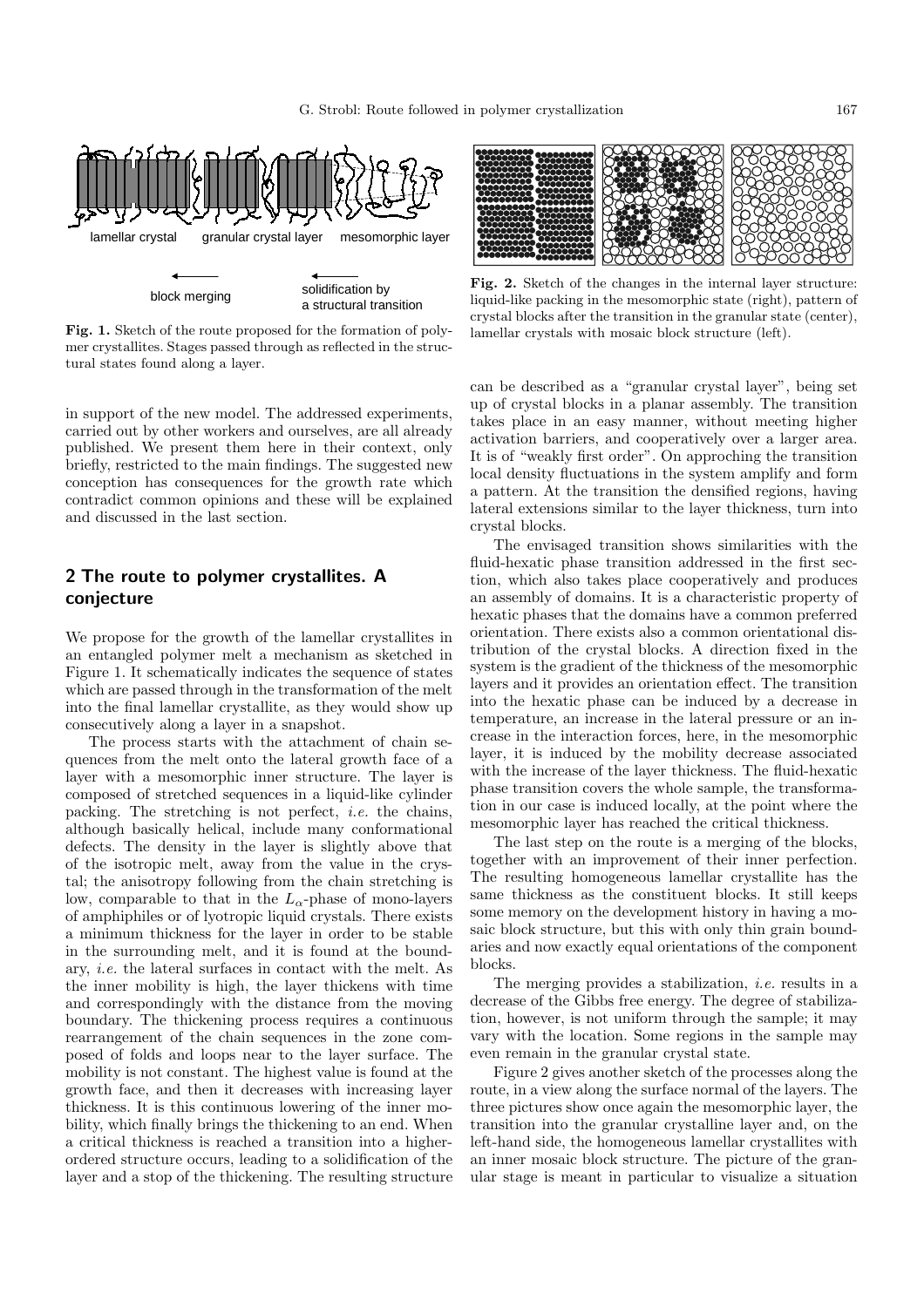lamellar crystal    granular crystal layer    mesomorphic layer

block merging    solidification by a structural transition

**Fig. 1.** Sketch of the route proposed for the formation of polymer crystallites. Stages passed through as reflected in the structural states found along a layer.

**Fig. 2.** Sketch of the changes in the internal layer structure: liquid-like packing in the mesomorphic state (right), pattern of crystal blocks after the transition in the granular state (center), lamellar crystals with mosaic block structure (left).

in support of the new model. The addressed experiments, carried out by other workers and ourselves, are all already published. We present them here in their context, only briefly, restricted to the main findings. The suggested new conception has consequences for the growth rate which contradict common opinions and these will be explained and discussed in the last section.

## 2 The route to polymer crystallites. A conjecture

We propose for the growth of the lamellar crystallites in an entangled polymer melt a mechanism as sketched in Figure 1. It schematically indicates the sequence of states which are passed through in the transformation of the melt into the final lamellar crystallite, as they would show up consecutively along a layer in a snapshot.

The process starts with the attachment of chain sequences from the melt onto the lateral growth face of a layer with a mesomorphic inner structure. The layer is composed of stretched sequences in a liquid-like cylinder packing. The stretching is not perfect, *i.e.* the chains, although basically helical, include many conformational defects. The density in the layer is slightly above that of the isotropic melt, away from the value in the crystal; the anisotropy following from the chain stretching is low, comparable to that in the $L_\alpha$-phase of mono-layers of amphiphiles or of lyotropic liquid crystals. There exists a minimum thickness for the layer in order to be stable in the surrounding melt, and it is found at the boundary, *i.e.* the lateral surfaces in contact with the melt. As the inner mobility is high, the layer thickens with time and correspondingly with the distance from the moving boundary. The thickening process requires a continuous rearrangement of the chain sequences in the zone composed of folds and loops near to the layer surface. The mobility is not constant. The highest value is found at the growth face, and then it decreases with increasing layer thickness. It is this continuous lowering of the inner mobility, which finally brings the thickening to an end. When a critical thickness is reached a transition into a higher-ordered structure occurs, leading to a solidification of the layer and a stop of the thickening. The resulting structure can be described as a "granular crystal layer", being set up of crystal blocks in a planar assembly. The transition takes place in an easy manner, without meeting higher activation barriers, and cooperatively over a larger area. It is of "weakly first order". On approching the transition local density fluctuations in the system amplify and form a pattern. At the transition the densified regions, having lateral extensions similar to the layer thickness, turn into crystal blocks.

The envisaged transition shows similarities with the fluid-hexatic phase transition addressed in the first section, which also takes place cooperatively and produces an assembly of domains. It is a characteristic property of hexatic phases that the domains have a common preferred orientation. There exists also a common orientational distribution of the crystal blocks. A direction fixed in the system is the gradient of the thickness of the mesomorphic layers and it provides an orientation effect. The transition into the hexatic phase can be induced by a decrease in temperature, an increase in the lateral pressure or an increase in the interaction forces, here, in the mesomorphic layer, it is induced by the mobility decrease associated with the increase of the layer thickness. The fluid-hexatic phase transition covers the whole sample, the transformation in our case is induced locally, at the point where the mesomorphic layer has reached the critical thickness.

The last step on the route is a merging of the blocks, together with an improvement of their inner perfection. The resulting homogeneous lamellar crystallite has the same thickness as the constituent blocks. It still keeps some memory on the development history in having a mosaic block structure, but this with only thin grain boundaries and now exactly equal orientations of the component blocks.

The merging provides a stabilization, *i.e.* results in a decrease of the Gibbs free energy. The degree of stabilization, however, is not uniform through the sample; it may vary with the location. Some regions in the sample may even remain in the granular crystal state.

Figure 2 gives another sketch of the processes along the route, in a view along the surface normal of the layers. The three pictures show once again the mesomorphic layer, the transition into the granular crystalline layer and, on the left-hand side, the homogeneous lamellar crystallites with an inner mosaic block structure. The picture of the granular stage is meant in particular to visualize a situation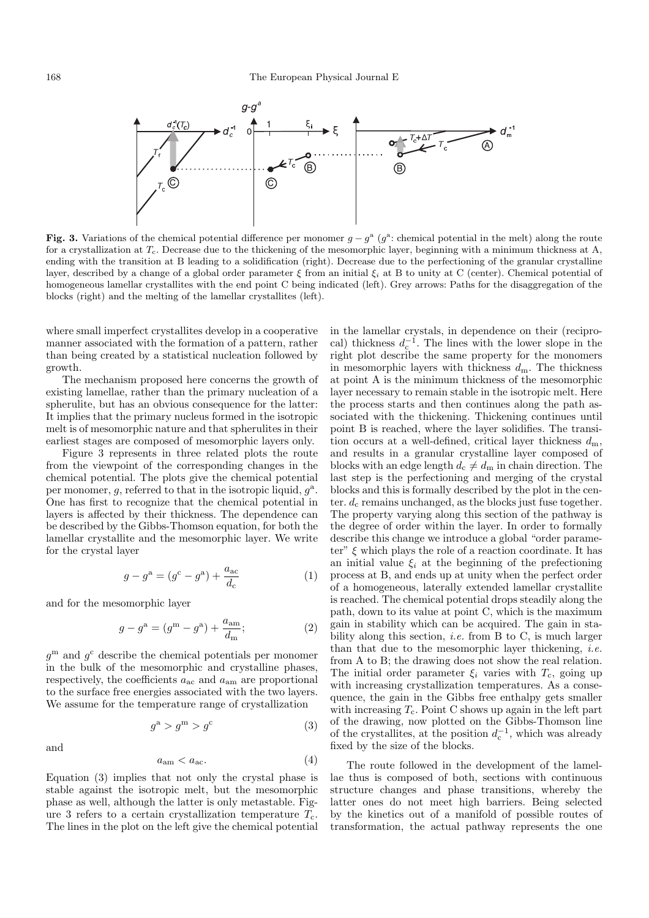**Fig. 3.** Variations of the chemical potential difference per monomer $g - g^{\rm a}$ ($g^{\rm a}$: chemical potential in the melt) along the route for a crystallization at $T_{\rm c}$. Decrease due to the thickening of the mesomorphic layer, beginning with a minimum thickness at A, ending with the transition at B leading to a solidification (right). Decrease due to the perfectioning of the granular crystalline layer, described by a change of a global order parameter $\xi$ from an initial $\xi_i$ at B to unity at C (center). Chemical potential of homogeneous lamellar crystallites with the end point C being indicated (left). Grey arrows: Paths for the disaggregation of the blocks (right) and the melting of the lamellar crystallites (left).

where small imperfect crystallites develop in a cooperative manner associated with the formation of a pattern, rather than being created by a statistical nucleation followed by growth.

The mechanism proposed here concerns the growth of existing lamellae, rather than the primary nucleation of a spherulite, but has an obvious consequence for the latter: It implies that the primary nucleus formed in the isotropic melt is of mesomorphic nature and that spherulites in their earliest stages are composed of mesomorphic layers only.

Figure 3 represents in three related plots the route from the viewpoint of the corresponding changes in the chemical potential. The plots give the chemical potential per monomer, $g$, referred to that in the isotropic liquid, $g^{\rm a}$. One has first to recognize that the chemical potential in layers is affected by their thickness. The dependence can be described by the Gibbs-Thomson equation, for both the lamellar crystallite and the mesomorphic layer. We write for the crystal layer

$$g - g^{\rm a} = (g^{\rm c} - g^{\rm a}) + \frac{a_{\rm ac}}{d_{\rm c}} \tag{1}$$

and for the mesomorphic layer

$$g - g^{\rm a} = (g^{\rm m} - g^{\rm a}) + \frac{a_{\rm am}}{d_{\rm m}}; \tag{2}$$

$g^{\rm m}$ and $g^{\rm c}$ describe the chemical potentials per monomer in the bulk of the mesomorphic and crystalline phases, respectively, the coefficients $a_{\rm ac}$ and $a_{\rm am}$ are proportional to the surface free energies associated with the two layers. We assume for the temperature range of crystallization

$$g^{\rm a} > g^{\rm m} > g^{\rm c} \tag{3}$$

and

$$a_{\rm am} < a_{\rm ac}. \tag{4}$$

Equation (3) implies that not only the crystal phase is stable against the isotropic melt, but the mesomorphic phase as well, although the latter is only metastable. Figure 3 refers to a certain crystallization temperature $T_{\rm c}$. The lines in the plot on the left give the chemical potential in the lamellar crystals, in dependence on their (reciprocal) thickness $d_{\rm c}^{-1}$. The lines with the lower slope in the right plot describe the same property for the monomers in mesomorphic layers with thickness $d_{\rm m}$. The thickness at point A is the minimum thickness of the mesomorphic layer necessary to remain stable in the isotropic melt. Here the process starts and then continues along the path associated with the thickening. Thickening continues until point B is reached, where the layer solidifies. The transition occurs at a well-defined, critical layer thickness $d_{\rm m}$, and results in a granular crystalline layer composed of blocks with an edge length $d_{\rm c} \neq d_{\rm m}$ in chain direction. The last step is the perfectioning and merging of the crystal blocks and this is formally described by the plot in the center. $d_{\rm c}$ remains unchanged, as the blocks just fuse together. The property varying along this section of the pathway is the degree of order within the layer. In order to formally describe this change we introduce a global "order parameter" $\xi$ which plays the role of a reaction coordinate. It has an initial value $\xi_i$ at the beginning of the prefectioning process at B, and ends up at unity when the perfect order of a homogeneous, laterally extended lamellar crystallite is reached. The chemical potential drops steadily along the path, down to its value at point C, which is the maximum gain in stability which can be acquired. The gain in stability along this section, *i.e.* from B to C, is much larger than that due to the mesomorphic layer thickening, *i.e.* from A to B; the drawing does not show the real relation. The initial order parameter $\xi_i$ varies with $T_{\rm c}$, going up with increasing crystallization temperatures. As a consequence, the gain in the Gibbs free enthalpy gets smaller with increasing $T_{\rm c}$. Point C shows up again in the left part of the drawing, now plotted on the Gibbs-Thomson line of the crystallites, at the position $d_{\rm c}^{-1}$, which was already fixed by the size of the blocks.

The route followed in the development of the lamellae thus is composed of both, sections with continuous structure changes and phase transitions, whereby the latter ones do not meet high barriers. Being selected by the kinetics out of a manifold of possible routes of transformation, the actual pathway represents the one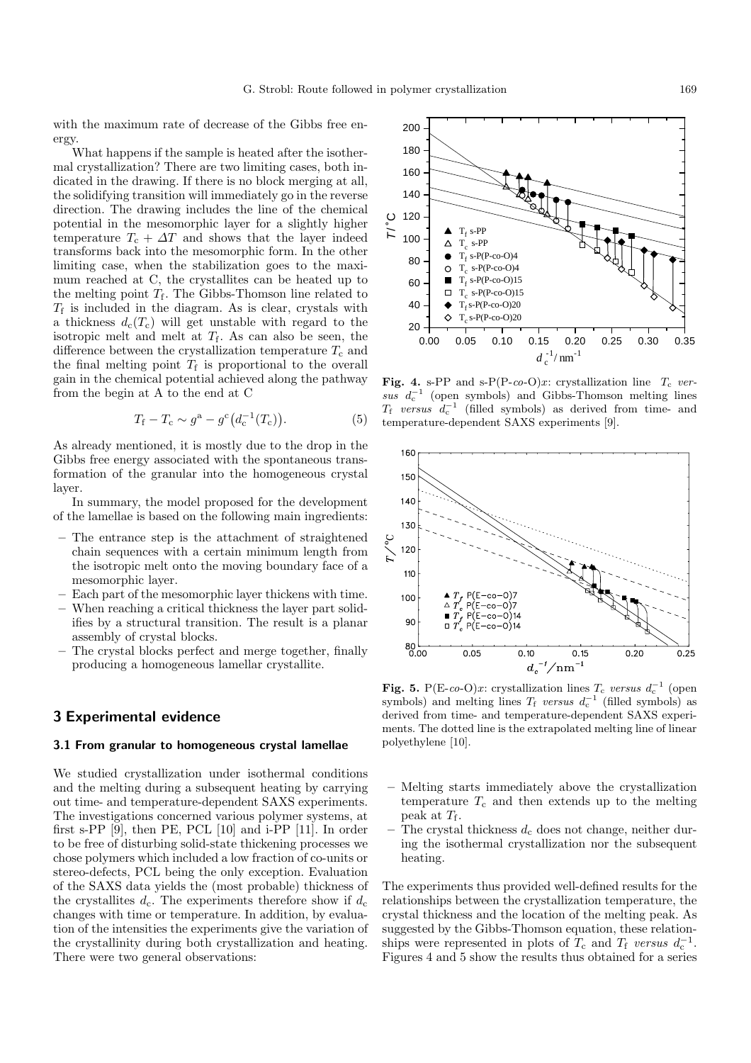with the maximum rate of decrease of the Gibbs free energy.

What happens if the sample is heated after the isothermal crystallization? There are two limiting cases, both indicated in the drawing. If there is no block merging at all, the solidifying transition will immediately go in the reverse direction. The drawing includes the line of the chemical potential in the mesomorphic layer for a slightly higher temperature $T_c + \Delta T$ and shows that the layer indeed transforms back into the mesomorphic form. In the other limiting case, when the stabilization goes to the maximum reached at C, the crystallites can be heated up to the melting point $T_f$. The Gibbs-Thomson line related to $T_f$ is included in the diagram. As is clear, crystals with a thickness $d_c(T_c)$ will get unstable with regard to the isotropic melt and melt at $T_f$. As can also be seen, the difference between the crystallization temperature $T_c$ and the final melting point $T_f$ is proportional to the overall gain in the chemical potential achieved along the pathway from the begin at A to the end at C

$$T_f - T_c \sim g^a - g^c\left(d_c^{-1}(T_c)\right). \quad (5)$$

As already mentioned, it is mostly due to the drop in the Gibbs free energy associated with the spontaneous transformation of the granular into the homogeneous crystal layer.

In summary, the model proposed for the development of the lamellae is based on the following main ingredients:

- The entrance step is the attachment of straightened chain sequences with a certain minimum length from the isotropic melt onto the moving boundary face of a mesomorphic layer.
- Each part of the mesomorphic layer thickens with time.
- When reaching a critical thickness the layer part solidifies by a structural transition. The result is a planar assembly of crystal blocks.
- The crystal blocks perfect and merge together, finally producing a homogeneous lamellar crystallite.

## 3 Experimental evidence

### 3.1 From granular to homogeneous crystal lamellae

We studied crystallization under isothermal conditions and the melting during a subsequent heating by carrying out time- and temperature-dependent SAXS experiments. The investigations concerned various polymer systems, at first s-PP [9], then PE, PCL [10] and i-PP [11]. In order to be free of disturbing solid-state thickening processes we chose polymers which included a low fraction of co-units or stereo-defects, PCL being the only exception. Evaluation of the SAXS data yields the (most probable) thickness of the crystallites $d_c$. The experiments therefore show if $d_c$ changes with time or temperature. In addition, by evaluation of the intensities the experiments give the variation of the crystallinity during both crystallization and heating. There were two general observations:

**Fig. 4.** s-PP and s-P(P-*co*-O)$x$: crystallization line $T_c$ *versus* $d_c^{-1}$ (open symbols) and Gibbs-Thomson melting lines $T_f$ *versus* $d_c^{-1}$ (filled symbols) as derived from time- and temperature-dependent SAXS experiments [9].

**Fig. 5.** P(E-*co*-O)$x$: crystallization lines $T_c$ *versus* $d_c^{-1}$ (open symbols) and melting lines $T_f$ *versus* $d_c^{-1}$ (filled symbols) as derived from time- and temperature-dependent SAXS experiments. The dotted line is the extrapolated melting line of linear polyethylene [10].

- Melting starts immediately above the crystallization temperature $T_c$ and then extends up to the melting peak at $T_f$.
- The crystal thickness $d_c$ does not change, neither during the isothermal crystallization nor the subsequent heating.

The experiments thus provided well-defined results for the relationships between the crystallization temperature, the crystal thickness and the location of the melting peak. As suggested by the Gibbs-Thomson equation, these relationships were represented in plots of $T_c$ and $T_f$ *versus* $d_c^{-1}$. Figures 4 and 5 show the results thus obtained for a series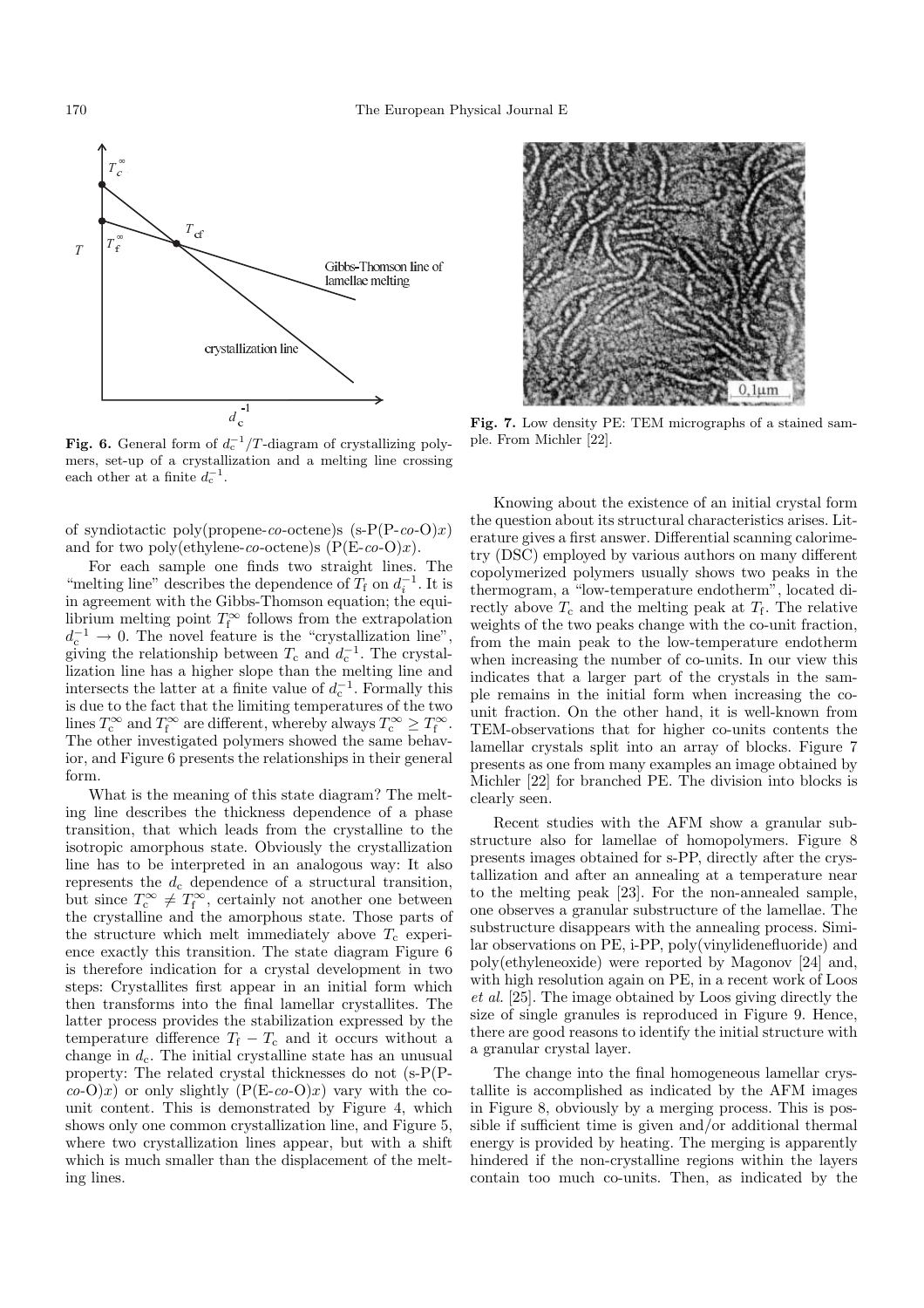**Fig. 6.** General form of $d_c^{-1}/T$-diagram of crystallizing polymers, set-up of a crystallization and a melting line crossing each other at a finite $d_c^{-1}$.

**Fig. 7.** Low density PE: TEM micrographs of a stained sample. From Michler [22].

of syndiotactic poly(propene-*co*-octene)s (s-P(P-*co*-O)$x$) and for two poly(ethylene-*co*-octene)s (P(E-*co*-O)$x$).

For each sample one finds two straight lines. The "melting line" describes the dependence of $T_f$ on $d_i^{-1}$. It is in agreement with the Gibbs-Thomson equation; the equilibrium melting point $T_f^\infty$ follows from the extrapolation $d_c^{-1} \to 0$. The novel feature is the "crystallization line", giving the relationship between $T_c$ and $d_c^{-1}$. The crystallization line has a higher slope than the melting line and intersects the latter at a finite value of $d_c^{-1}$. Formally this is due to the fact that the limiting temperatures of the two lines $T_c^\infty$ and $T_f^\infty$ are different, whereby always $T_c^\infty \geq T_f^\infty$. The other investigated polymers showed the same behavior, and Figure 6 presents the relationships in their general form.

What is the meaning of this state diagram? The melting line describes the thickness dependence of a phase transition, that which leads from the crystalline to the isotropic amorphous state. Obviously the crystallization line has to be interpreted in an analogous way: It also represents the $d_c$ dependence of a structural transition, but since $T_c^\infty \neq T_f^\infty$, certainly not another one between the crystalline and the amorphous state. Those parts of the structure which melt immediately above $T_c$ experience exactly this transition. The state diagram Figure 6 is therefore indication for a crystal development in two steps: Crystallites first appear in an initial form which then transforms into the final lamellar crystallites. The latter process provides the stabilization expressed by the temperature difference $T_f - T_c$ and it occurs without a change in $d_c$. The initial crystalline state has an unusual property: The related crystal thicknesses do not (s-P(P-*co*-O)$x$) or only slightly (P(E-*co*-O)$x$) vary with the co-unit content. This is demonstrated by Figure 4, which shows only one common crystallization line, and Figure 5, where two crystallization lines appear, but with a shift which is much smaller than the displacement of the melting lines.

Knowing about the existence of an initial crystal form the question about its structural characteristics arises. Literature gives a first answer. Differential scanning calorimetry (DSC) employed by various authors on many different copolymerized polymers usually shows two peaks in the thermogram, a "low-temperature endotherm", located directly above $T_c$ and the melting peak at $T_f$. The relative weights of the two peaks change with the co-unit fraction, from the main peak to the low-temperature endotherm when increasing the number of co-units. In our view this indicates that a larger part of the crystals in the sample remains in the initial form when increasing the co-unit fraction. On the other hand, it is well-known from TEM-observations that for higher co-units contents the lamellar crystals split into an array of blocks. Figure 7 presents as one from many examples an image obtained by Michler [22] for branched PE. The division into blocks is clearly seen.

Recent studies with the AFM show a granular substructure also for lamellae of homopolymers. Figure 8 presents images obtained for s-PP, directly after the crystallization and after an annealing at a temperature near to the melting peak [23]. For the non-annealed sample, one observes a granular substructure of the lamellae. The substructure disappears with the annealing process. Similar observations on PE, i-PP, poly(vinylidenefluoride) and poly(ethyleneoxide) were reported by Magonov [24] and, with high resolution again on PE, in a recent work of Loos *et al.* [25]. The image obtained by Loos giving directly the size of single granules is reproduced in Figure 9. Hence, there are good reasons to identify the initial structure with a granular crystal layer.

The change into the final homogeneous lamellar crystallite is accomplished as indicated by the AFM images in Figure 8, obviously by a merging process. This is possible if sufficient time is given and/or additional thermal energy is provided by heating. The merging is apparently hindered if the non-crystalline regions within the layers contain too much co-units. Then, as indicated by the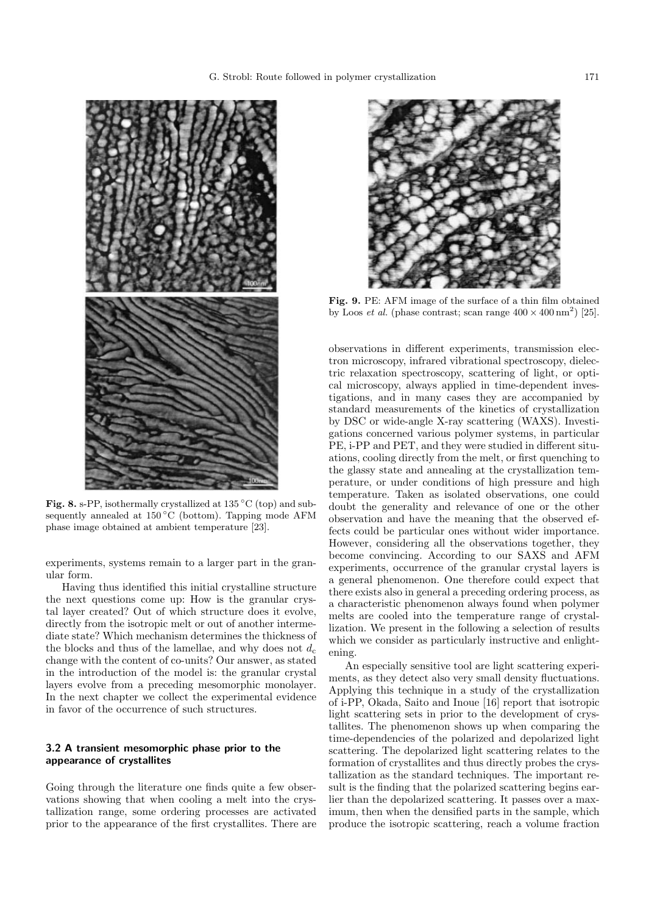Fig. 8. s-PP, isothermally crystallized at 135 °C (top) and subsequently annealed at 150 °C (bottom). Tapping mode AFM phase image obtained at ambient temperature [23].

experiments, systems remain to a larger part in the granular form.

Having thus identified this initial crystalline structure the next questions come up: How is the granular crystal layer created? Out of which structure does it evolve, directly from the isotropic melt or out of another intermediate state? Which mechanism determines the thickness of the blocks and thus of the lamellae, and why does not $d_c$ change with the content of co-units? Our answer, as stated in the introduction of the model is: the granular crystal layers evolve from a preceding mesomorphic monolayer. In the next chapter we collect the experimental evidence in favor of the occurrence of such structures.

### 3.2 A transient mesomorphic phase prior to the appearance of crystallites

Going through the literature one finds quite a few observations showing that when cooling a melt into the crystallization range, some ordering processes are activated prior to the appearance of the first crystallites. There are observations in different experiments, transmission electron microscopy, infrared vibrational spectroscopy, dielectric relaxation spectroscopy, scattering of light, or optical microscopy, always applied in time-dependent investigations, and in many cases they are accompanied by standard measurements of the kinetics of crystallization by DSC or wide-angle X-ray scattering (WAXS). Investigations concerned various polymer systems, in particular PE, i-PP and PET, and they were studied in different situations, cooling directly from the melt, or first quenching to the glassy state and annealing at the crystallization temperature, or under conditions of high pressure and high temperature. Taken as isolated observations, one could doubt the generality and relevance of one or the other observation and have the meaning that the observed effects could be particular ones without wider importance. However, considering all the observations together, they become convincing. According to our SAXS and AFM experiments, occurrence of the granular crystal layers is a general phenomenon. One therefore could expect that there exists also in general a preceding ordering process, as a characteristic phenomenon always found when polymer melts are cooled into the temperature range of crystallization. We present in the following a selection of results which we consider as particularly instructive and enlightening.

Fig. 9. PE: AFM image of the surface of a thin film obtained by Loos *et al.* (phase contrast; scan range $400 \times 400\,\text{nm}^2$) [25].

An especially sensitive tool are light scattering experiments, as they detect also very small density fluctuations. Applying this technique in a study of the crystallization of i-PP, Okada, Saito and Inoue [16] report that isotropic light scattering sets in prior to the development of crystallites. The phenomenon shows up when comparing the time-dependencies of the polarized and depolarized light scattering. The depolarized light scattering relates to the formation of crystallites and thus directly probes the crystallization as the standard techniques. The important result is the finding that the polarized scattering begins earlier than the depolarized scattering. It passes over a maximum, then when the densified parts in the sample, which produce the isotropic scattering, reach a volume fraction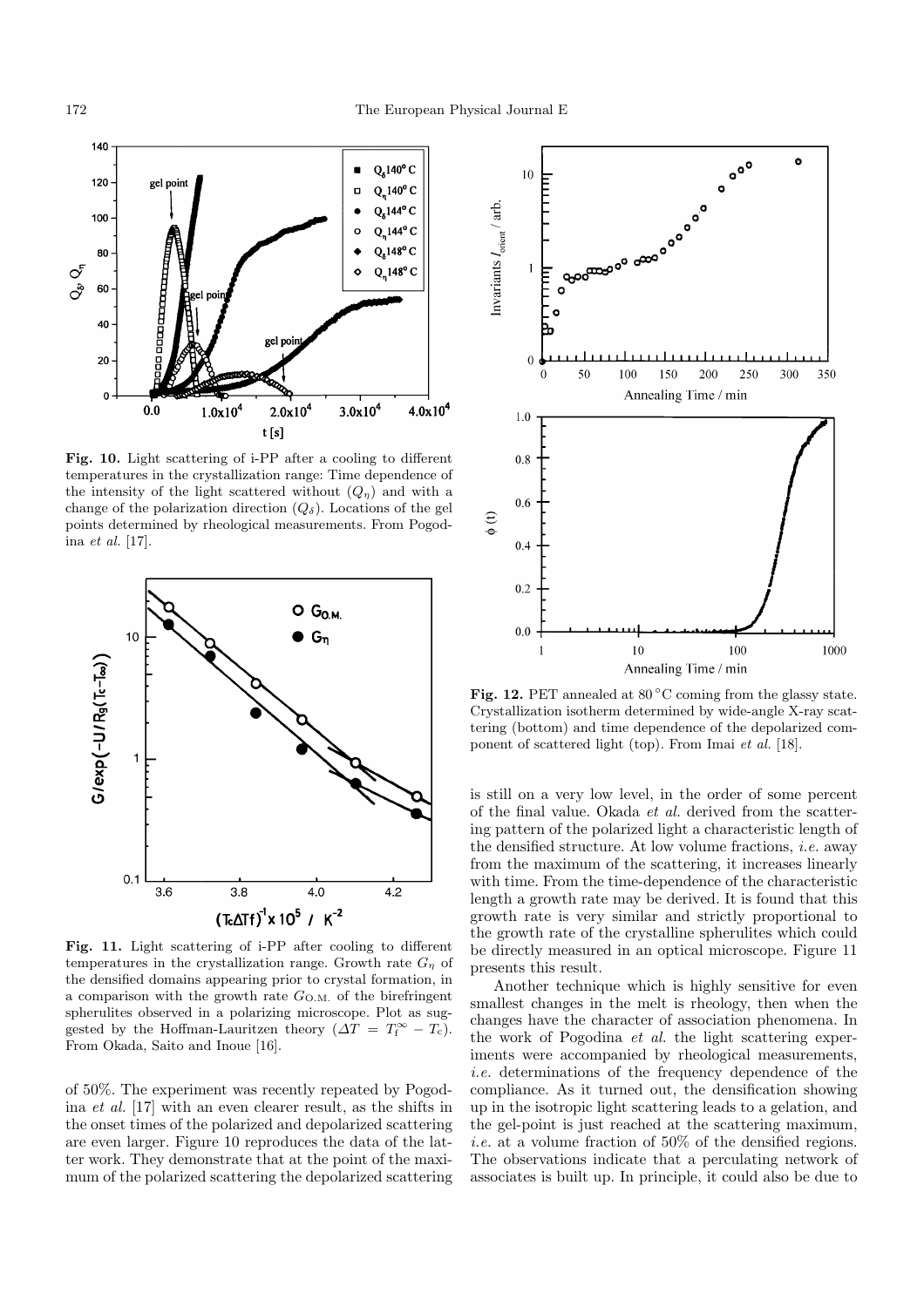Fig. 10. Light scattering of i-PP after a cooling to different temperatures in the crystallization range: Time dependence of the intensity of the light scattered without ($Q_\eta$) and with a change of the polarization direction ($Q_\delta$). Locations of the gel points determined by rheological measurements. From Pogodina *et al.* [17].

Fig. 11. Light scattering of i-PP after cooling to different temperatures in the crystallization range. Growth rate $G_\eta$ of the densified domains appearing prior to crystal formation, in a comparison with the growth rate $G_{\text{O.M.}}$ of the birefringent spherulites observed in a polarizing microscope. Plot as suggested by the Hoffman-Lauritzen theory ($\Delta T = T_\text{f}^\infty - T_\text{c}$). From Okada, Saito and Inoue [16].

of 50%. The experiment was recently repeated by Pogodina *et al.* [17] with an even clearer result, as the shifts in the onset times of the polarized and depolarized scattering are even larger. Figure 10 reproduces the data of the latter work. They demonstrate that at the point of the maximum of the polarized scattering the depolarized scattering is still on a very low level, in the order of some percent of the final value. Okada *et al.* derived from the scattering pattern of the polarized light a characteristic length of the densified structure. At low volume fractions, *i.e.* away from the maximum of the scattering, it increases linearly with time. From the time-dependence of the characteristic length a growth rate may be derived. It is found that this growth rate is very similar and strictly proportional to the growth rate of the crystalline spherulites which could be directly measured in an optical microscope. Figure 11 presents this result.

Fig. 12. PET annealed at 80 °C coming from the glassy state. Crystallization isotherm determined by wide-angle X-ray scattering (bottom) and time dependence of the depolarized component of scattered light (top). From Imai *et al.* [18].

Another technique which is highly sensitive for even smallest changes in the melt is rheology, then when the changes have the character of association phenomena. In the work of Pogodina *et al.* the light scattering experiments were accompanied by rheological measurements, *i.e.* determinations of the frequency dependence of the compliance. As it turned out, the densification showing up in the isotropic light scattering leads to a gelation, and the gel-point is just reached at the scattering maximum, *i.e.* at a volume fraction of 50% of the densified regions. The observations indicate that a perculating network of associates is built up. In principle, it could also be due to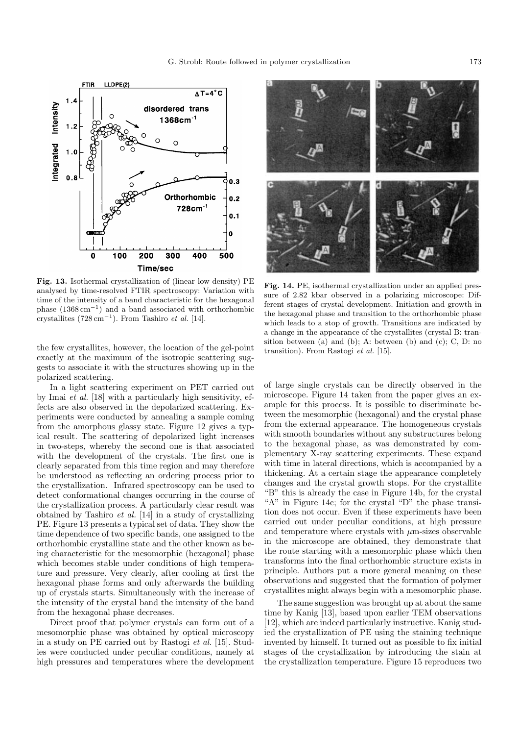Fig. 13. Isothermal crystallization of (linear low density) PE analysed by time-resolved FTIR spectroscopy: Variation with time of the intensity of a band characteristic for the hexagonal phase ($1368\,\mathrm{cm}^{-1}$) and a band associated with orthorhombic crystallites ($728\,\mathrm{cm}^{-1}$). From Tashiro *et al.* [14].

Fig. 14. PE, isothermal crystallization under an applied pressure of 2.82 kbar observed in a polarizing microscope: Different stages of crystal development. Initiation and growth in the hexagonal phase and transition to the orthorhombic phase which leads to a stop of growth. Transitions are indicated by a change in the appearance of the crystallites (crystal B: transition between (a) and (b); A: between (b) and (c); C, D: no transition). From Rastogi *et al.* [15].

the few crystallites, however, the location of the gel-point exactly at the maximum of the isotropic scattering suggests to associate it with the structures showing up in the polarized scattering.

In a light scattering experiment on PET carried out by Imai *et al.* [18] with a particularly high sensitivity, effects are also observed in the depolarized scattering. Experiments were conducted by annealing a sample coming from the amorphous glassy state. Figure 12 gives a typical result. The scattering of depolarized light increases in two-steps, whereby the second one is that associated with the development of the crystals. The first one is clearly separated from this time region and may therefore be understood as reflecting an ordering process prior to the crystallization. Infrared spectroscopy can be used to detect conformational changes occurring in the course of the crystallization process. A particularly clear result was obtained by Tashiro *et al.* [14] in a study of crystallizing PE. Figure 13 presents a typical set of data. They show the time dependence of two specific bands, one assigned to the orthorhombic crystalline state and the other known as being characteristic for the mesomorphic (hexagonal) phase which becomes stable under conditions of high temperature and pressure. Very clearly, after cooling at first the hexagonal phase forms and only afterwards the building up of crystals starts. Simultaneously with the increase of the intensity of the crystal band the intensity of the band from the hexagonal phase decreases.

Direct proof that polymer crystals can form out of a mesomorphic phase was obtained by optical microscopy in a study on PE carried out by Rastogi *et al.* [15]. Studies were conducted under peculiar conditions, namely at high pressures and temperatures where the development of large single crystals can be directly observed in the microscope. Figure 14 taken from the paper gives an example for this process. It is possible to discriminate between the mesomorphic (hexagonal) and the crystal phase from the external appearance. The homogeneous crystals with smooth boundaries without any substructures belong to the hexagonal phase, as was demonstrated by complementary X-ray scattering experiments. These expand with time in lateral directions, which is accompanied by a thickening. At a certain stage the appearance completely changes and the crystal growth stops. For the crystallite "B" this is already the case in Figure 14b, for the crystal "A" in Figure 14c; for the crystal "D" the phase transition does not occur. Even if these experiments have been carried out under peculiar conditions, at high pressure and temperature where crystals with $\mu$m-sizes observable in the microscope are obtained, they demonstrate that the route starting with a mesomorphic phase which then transforms into the final orthorhombic structure exists in principle. Authors put a more general meaning on these observations and suggested that the formation of polymer crystallites might always begin with a mesomorphic phase.

The same suggestion was brought up at about the same time by Kanig [13], based upon earlier TEM observations [12], which are indeed particularly instructive. Kanig studied the crystallization of PE using the staining technique invented by himself. It turned out as possible to fix initial stages of the crystallization by introducing the stain at the crystallization temperature. Figure 15 reproduces two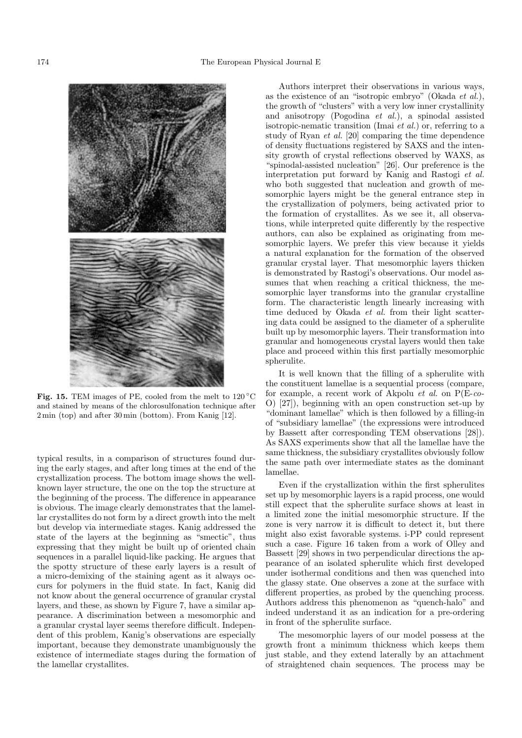**Fig. 15.** TEM images of PE, cooled from the melt to 120 °C and stained by means of the chlorosulfonation technique after 2 min (top) and after 30 min (bottom). From Kanig [12].

typical results, in a comparison of structures found during the early stages, and after long times at the end of the crystallization process. The bottom image shows the well-known layer structure, the one on the top the structure at the beginning of the process. The difference in appearance is obvious. The image clearly demonstrates that the lamellar crystallites do not form by a direct growth into the melt but develop via intermediate stages. Kanig addressed the state of the layers at the beginning as "smectic", thus expressing that they might be built up of oriented chain sequences in a parallel liquid-like packing. He argues that the spotty structure of these early layers is a result of a micro-demixing of the staining agent as it always occurs for polymers in the fluid state. In fact, Kanig did not know about the general occurrence of granular crystal layers, and these, as shown by Figure 7, have a similar appearance. A discrimination between a mesomorphic and a granular crystal layer seems therefore difficult. Independent of this problem, Kanig's observations are especially important, because they demonstrate unambiguously the existence of intermediate stages during the formation of the lamellar crystallites.

Authors interpret their observations in various ways, as the existence of an "isotropic embryo" (Okada *et al.*), the growth of "clusters" with a very low inner crystallinity and anisotropy (Pogodina *et al.*), a spinodal assisted isotropic-nematic transition (Imai *et al.*) or, referring to a study of Ryan *et al.* [20] comparing the time dependence of density fluctuations registered by SAXS and the intensity growth of crystal reflections observed by WAXS, as "spinodal-assisted nucleation" [26]. Our preference is the interpretation put forward by Kanig and Rastogi *et al.* who both suggested that nucleation and growth of mesomorphic layers might be the general entrance step in the crystallization of polymers, being activated prior to the formation of crystallites. As we see it, all observations, while interpreted quite differently by the respective authors, can also be explained as originating from mesomorphic layers. We prefer this view because it yields a natural explanation for the formation of the observed granular crystal layer. That mesomorphic layers thicken is demonstrated by Rastogi's observations. Our model assumes that when reaching a critical thickness, the mesomorphic layer transforms into the granular crystalline form. The characteristic length linearly increasing with time deduced by Okada *et al.* from their light scattering data could be assigned to the diameter of a spherulite built up by mesomorphic layers. Their transformation into granular and homogeneous crystal layers would then take place and proceed within this first partially mesomorphic spherulite.

It is well known that the filling of a spherulite with the constituent lamellae is a sequential process (compare, for example, a recent work of Akpolu *et al.* on P(E-*co*-O) [27]), beginning with an open construction set-up by "dominant lamellae" which is then followed by a filling-in of "subsidiary lamellae" (the expressions were introduced by Bassett after corresponding TEM observations [28]). As SAXS experiments show that all the lamellae have the same thickness, the subsidiary crystallites obviously follow the same path over intermediate states as the dominant lamellae.

Even if the crystallization within the first spherulites set up by mesomorphic layers is a rapid process, one would still expect that the spherulite surface shows at least in a limited zone the initial mesomorphic structure. If the zone is very narrow it is difficult to detect it, but there might also exist favorable systems. i-PP could represent such a case. Figure 16 taken from a work of Olley and Bassett [29] shows in two perpendicular directions the appearance of an isolated spherulite which first developed under isothermal conditions and then was quenched into the glassy state. One observes a zone at the surface with different properties, as probed by the quenching process. Authors address this phenomenon as "quench-halo" and indeed understand it as an indication for a pre-ordering in front of the spherulite surface.

The mesomorphic layers of our model possess at the growth front a minimum thickness which keeps them just stable, and they extend laterally by an attachment of straightened chain sequences. The process may be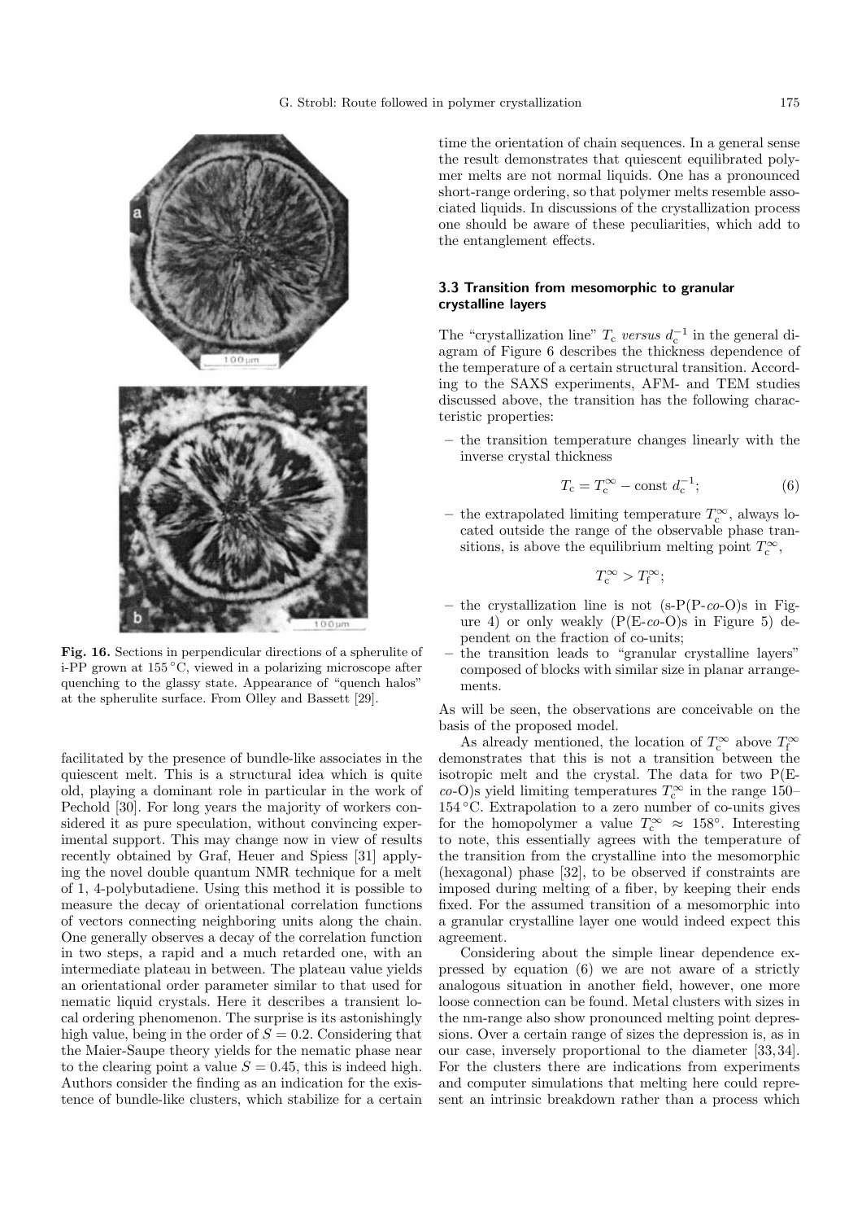**Fig. 16.** Sections in perpendicular directions of a spherulite of i-PP grown at 155 °C, viewed in a polarizing microscope after quenching to the glassy state. Appearance of "quench halos" at the spherulite surface. From Olley and Bassett [29].

facilitated by the presence of bundle-like associates in the quiescent melt. This is a structural idea which is quite old, playing a dominant role in particular in the work of Pechold [30]. For long years the majority of workers considered it as pure speculation, without convincing experimental support. This may change now in view of results recently obtained by Graf, Heuer and Spiess [31] applying the novel double quantum NMR technique for a melt of 1, 4-polybutadiene. Using this method it is possible to measure the decay of orientational correlation functions of vectors connecting neighboring units along the chain. One generally observes a decay of the correlation function in two steps, a rapid and a much retarded one, with an intermediate plateau in between. The plateau value yields an orientational order parameter similar to that used for nematic liquid crystals. Here it describes a transient local ordering phenomenon. The surprise is its astonishingly high value, being in the order of $S = 0.2$. Considering that the Maier-Saupe theory yields for the nematic phase near to the clearing point a value $S = 0.45$, this is indeed high. Authors consider the finding as an indication for the existence of bundle-like clusters, which stabilize for a certain time the orientation of chain sequences. In a general sense the result demonstrates that quiescent equilibrated polymer melts are not normal liquids. One has a pronounced short-range ordering, so that polymer melts resemble associated liquids. In discussions of the crystallization process one should be aware of these peculiarities, which add to the entanglement effects.

### 3.3 Transition from mesomorphic to granular crystalline layers

The "crystallization line" $T_c$ *versus* $d_c^{-1}$ in the general diagram of Figure 6 describes the thickness dependence of the temperature of a certain structural transition. According to the SAXS experiments, AFM- and TEM studies discussed above, the transition has the following characteristic properties:

– the transition temperature changes linearly with the inverse crystal thickness

$$T_c = T_c^{\infty} - \text{const } d_c^{-1}; \tag{6}$$

– the extrapolated limiting temperature $T_c^{\infty}$, always located outside the range of the observable phase transitions, is above the equilibrium melting point $T_c^{\infty}$,

$$T_c^{\infty} > T_f^{\infty};$$

– the crystallization line is not (s-P(P-*co*-O)s in Figure 4) or only weakly (P(E-*co*-O)s in Figure 5) dependent on the fraction of co-units;
– the transition leads to "granular crystalline layers" composed of blocks with similar size in planar arrangements.

As will be seen, the observations are conceivable on the basis of the proposed model.

As already mentioned, the location of $T_c^{\infty}$ above $T_f^{\infty}$ demonstrates that this is not a transition between the isotropic melt and the crystal. The data for two P(E-*co*-O)s yield limiting temperatures $T_c^{\infty}$ in the range 150–154 °C. Extrapolation to a zero number of co-units gives for the homopolymer a value $T_c^{\infty} \approx 158°$. Interesting to note, this essentially agrees with the temperature of the transition from the crystalline into the mesomorphic (hexagonal) phase [32], to be observed if constraints are imposed during melting of a fiber, by keeping their ends fixed. For the assumed transition of a mesomorphic into a granular crystalline layer one would indeed expect this agreement.

Considering about the simple linear dependence expressed by equation (6) we are not aware of a strictly analogous situation in another field, however, one more loose connection can be found. Metal clusters with sizes in the nm-range also show pronounced melting point depressions. Over a certain range of sizes the depression is, as in our case, inversely proportional to the diameter [33,34]. For the clusters there are indications from experiments and computer simulations that melting here could represent an intrinsic breakdown rather than a process which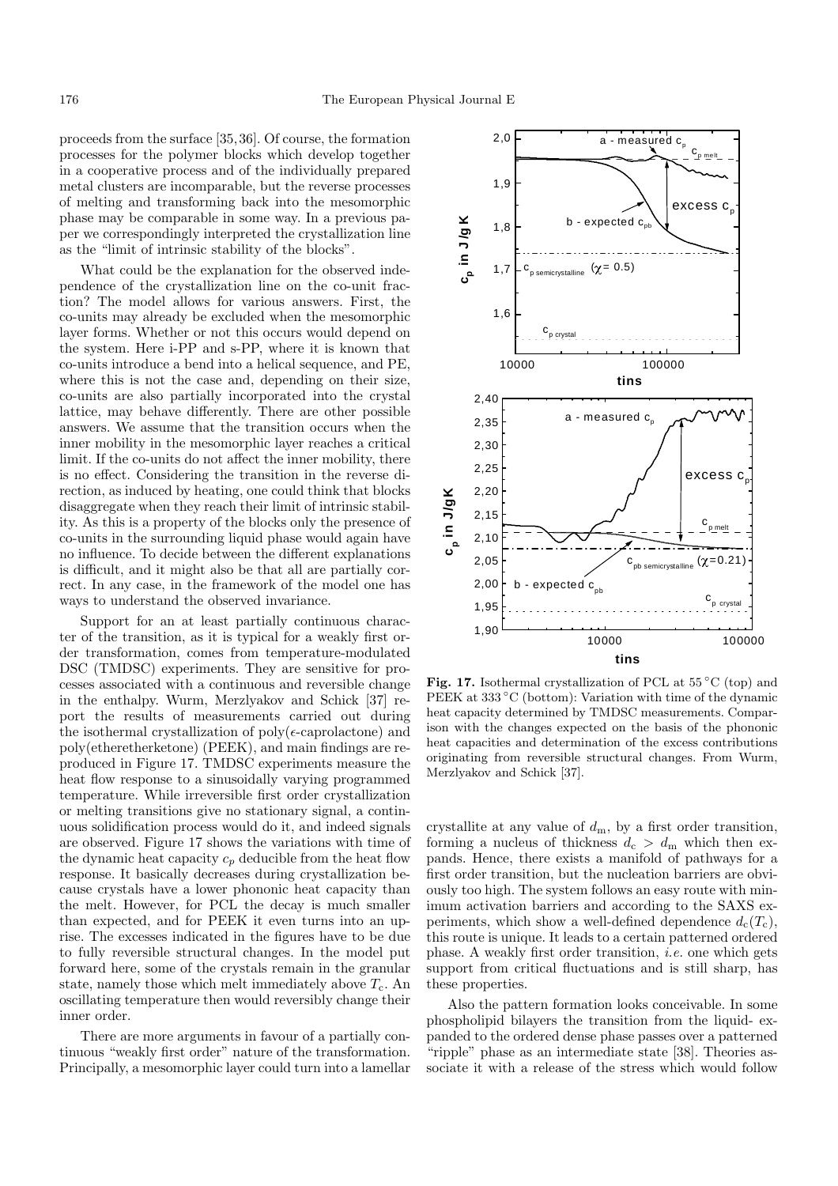proceeds from the surface [35,36]. Of course, the formation processes for the polymer blocks which develop together in a cooperative process and of the individually prepared metal clusters are incomparable, but the reverse processes of melting and transforming back into the mesomorphic phase may be comparable in some way. In a previous paper we correspondingly interpreted the crystallization line as the "limit of intrinsic stability of the blocks".

What could be the explanation for the observed independence of the crystallization line on the co-unit fraction? The model allows for various answers. First, the co-units may already be excluded when the mesomorphic layer forms. Whether or not this occurs would depend on the system. Here i-PP and s-PP, where it is known that co-units introduce a bend into a helical sequence, and PE, where this is not the case and, depending on their size, co-units are also partially incorporated into the crystal lattice, may behave differently. There are other possible answers. We assume that the transition occurs when the inner mobility in the mesomorphic layer reaches a critical limit. If the co-units do not affect the inner mobility, there is no effect. Considering the transition in the reverse direction, as induced by heating, one could think that blocks disaggregate when they reach their limit of intrinsic stability. As this is a property of the blocks only the presence of co-units in the surrounding liquid phase would again have no influence. To decide between the different explanations is difficult, and it might also be that all are partially correct. In any case, in the framework of the model one has ways to understand the observed invariance.

Support for an at least partially continuous character of the transition, as it is typical for a weakly first order transformation, comes from temperature-modulated DSC (TMDSC) experiments. They are sensitive for processes associated with a continuous and reversible change in the enthalpy. Wurm, Merzlyakov and Schick [37] report the results of measurements carried out during the isothermal crystallization of poly($\epsilon$-caprolactone) and poly(etheretherketone) (PEEK), and main findings are reproduced in Figure 17. TMDSC experiments measure the heat flow response to a sinusoidally varying programmed temperature. While irreversible first order crystallization or melting transitions give no stationary signal, a continuous solidification process would do it, and indeed signals are observed. Figure 17 shows the variations with time of the dynamic heat capacity $c_p$ deducible from the heat flow response. It basically decreases during crystallization because crystals have a lower phononic heat capacity than the melt. However, for PCL the decay is much smaller than expected, and for PEEK it even turns into an uprise. The excesses indicated in the figures have to be due to fully reversible structural changes. In the model put forward here, some of the crystals remain in the granular state, namely those which melt immediately above $T_c$. An oscillating temperature then would reversibly change their inner order.

There are more arguments in favour of a partially continuous "weakly first order" nature of the transformation. Principally, a mesomorphic layer could turn into a lamellar

a - measured $c_p$
$c_{p\ melt}$
excess $c_p$
b - expected $c_{pb}$
$c_{p\ semicrystalline}$ ($\chi$= 0.5)
$c_{p\ crystal}$
$c_p$ in J/gK
2,0
1,9
1,8
1,7
1,6
10000
100000
tins

a - measured $c_p$
excess $c_p$
$c_{p\ melt}$
$c_{pb\ semicrystalline}$ ($\chi$=0.21)
b - expected $c_{pb}$
$c_{p\ crystal}$
$c_p$ in J/gK
2,40
2,35
2,30
2,25
2,20
2,15
2,10
2,05
2,00
1,95
1,90
10000
100000
tins

**Fig. 17.** Isothermal crystallization of PCL at 55 °C (top) and PEEK at 333 °C (bottom): Variation with time of the dynamic heat capacity determined by TMDSC measurements. Comparison with the changes expected on the basis of the phononic heat capacities and determination of the excess contributions originating from reversible structural changes. From Wurm, Merzlyakov and Schick [37].

crystallite at any value of $d_m$, by a first order transition, forming a nucleus of thickness $d_c > d_m$ which then expands. Hence, there exists a manifold of pathways for a first order transition, but the nucleation barriers are obviously too high. The system follows an easy route with minimum activation barriers and according to the SAXS experiments, which show a well-defined dependence $d_c(T_c)$, this route is unique. It leads to a certain patterned ordered phase. A weakly first order transition, *i.e.* one which gets support from critical fluctuations and is still sharp, has these properties.

Also the pattern formation looks conceivable. In some phospholipid bilayers the transition from the liquid-expanded to the ordered dense phase passes over a patterned "ripple" phase as an intermediate state [38]. Theories associate it with a release of the stress which would follow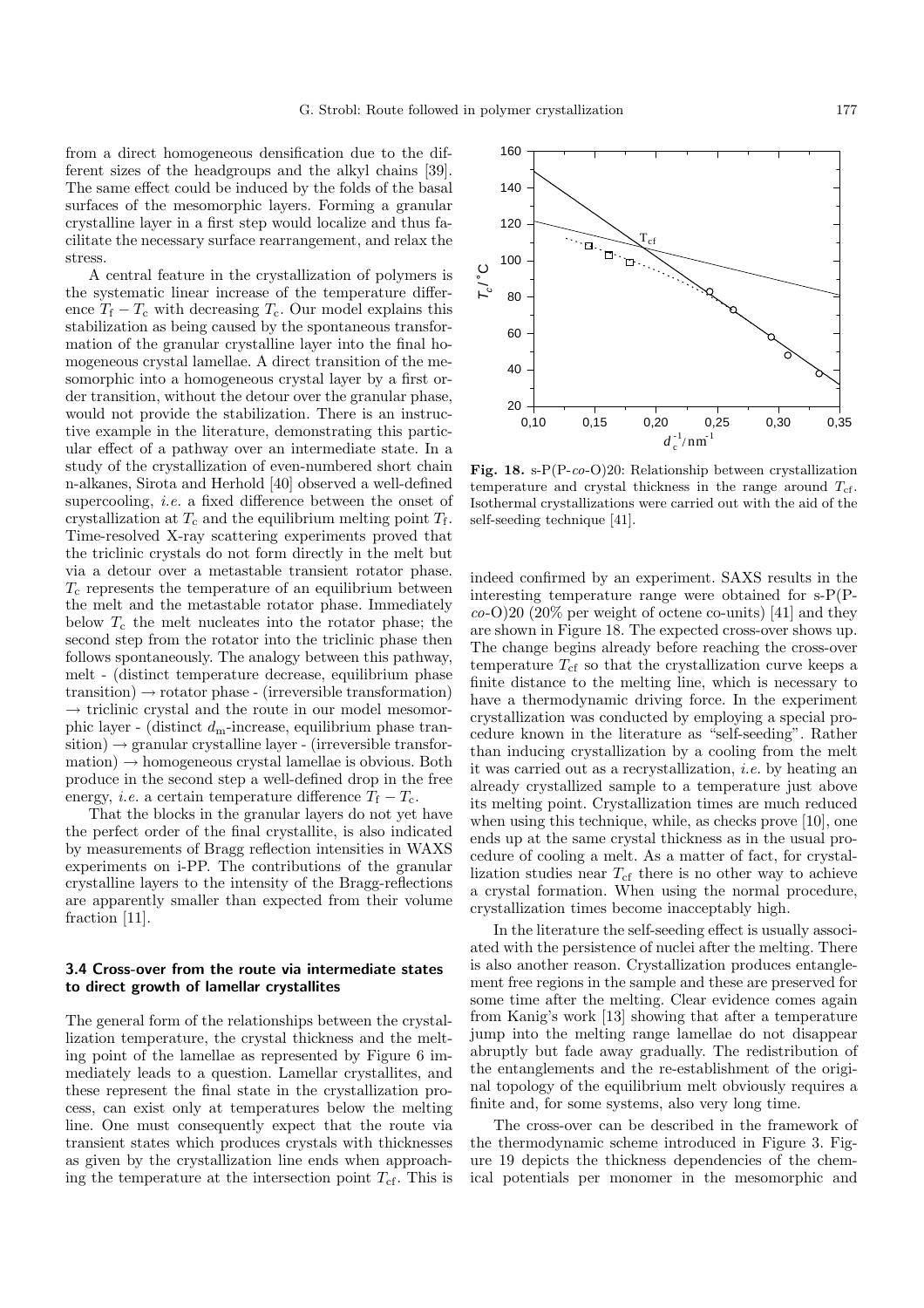from a direct homogeneous densification due to the different sizes of the headgroups and the alkyl chains [39]. The same effect could be induced by the folds of the basal surfaces of the mesomorphic layers. Forming a granular crystalline layer in a first step would localize and thus facilitate the necessary surface rearrangement, and relax the stress.

A central feature in the crystallization of polymers is the systematic linear increase of the temperature difference $T_\mathrm{f} - T_\mathrm{c}$ with decreasing $T_\mathrm{c}$. Our model explains this stabilization as being caused by the spontaneous transformation of the granular crystalline layer into the final homogeneous crystal lamellae. A direct transition of the mesomorphic into a homogeneous crystal layer by a first order transition, without the detour over the granular phase, would not provide the stabilization. There is an instructive example in the literature, demonstrating this particular effect of a pathway over an intermediate state. In a study of the crystallization of even-numbered short chain n-alkanes, Sirota and Herhold [40] observed a well-defined supercooling, *i.e.* a fixed difference between the onset of crystallization at $T_\mathrm{c}$ and the equilibrium melting point $T_\mathrm{f}$. Time-resolved X-ray scattering experiments proved that the triclinic crystals do not form directly in the melt but via a detour over a metastable transient rotator phase. $T_\mathrm{c}$ represents the temperature of an equilibrium between the melt and the metastable rotator phase. Immediately below $T_\mathrm{c}$ the melt nucleates into the rotator phase; the second step from the rotator into the triclinic phase then follows spontaneously. The analogy between this pathway, melt - (distinct temperature decrease, equilibrium phase transition) $\rightarrow$ rotator phase - (irreversible transformation) $\rightarrow$ triclinic crystal and the route in our model mesomorphic layer - (distinct $d_\mathrm{m}$-increase, equilibrium phase transition) $\rightarrow$ granular crystalline layer - (irreversible transformation) $\rightarrow$ homogeneous crystal lamellae is obvious. Both produce in the second step a well-defined drop in the free energy, *i.e.* a certain temperature difference $T_\mathrm{f} - T_\mathrm{c}$.

That the blocks in the granular layers do not yet have the perfect order of the final crystallite, is also indicated by measurements of Bragg reflection intensities in WAXS experiments on i-PP. The contributions of the granular crystalline layers to the intensity of the Bragg-reflections are apparently smaller than expected from their volume fraction [11].

### 3.4 Cross-over from the route via intermediate states to direct growth of lamellar crystallites

The general form of the relationships between the crystallization temperature, the crystal thickness and the melting point of the lamellae as represented by Figure 6 immediately leads to a question. Lamellar crystallites, and these represent the final state in the crystallization process, can exist only at temperatures below the melting line. One must consequently expect that the route via transient states which produces crystals with thicknesses as given by the crystallization line ends when approaching the temperature at the intersection point $T_\mathrm{cf}$. This is indeed confirmed by an experiment. SAXS results in the interesting temperature range were obtained for s-P(P-*co*-O)20 (20% per weight of octene co-units) [41] and they are shown in Figure 18. The expected cross-over shows up. The change begins already before reaching the cross-over temperature $T_\mathrm{cf}$ so that the crystallization curve keeps a finite distance to the melting line, which is necessary to have a thermodynamic driving force. In the experiment crystallization was conducted by employing a special procedure known in the literature as "self-seeding". Rather than inducing crystallization by a cooling from the melt it was carried out as a recrystallization, *i.e.* by heating an already crystallized sample to a temperature just above its melting point. Crystallization times are much reduced when using this technique, while, as checks prove [10], one ends up at the same crystal thickness as in the usual procedure of cooling a melt. As a matter of fact, for crystallization studies near $T_\mathrm{cf}$ there is no other way to achieve a crystal formation. When using the normal procedure, crystallization times become inacceptably high.

**Fig. 18.** s-P(P-*co*-O)20: Relationship between crystallization temperature and crystal thickness in the range around $T_\mathrm{cf}$. Isothermal crystallizations were carried out with the aid of the self-seeding technique [41].

In the literature the self-seeding effect is usually associated with the persistence of nuclei after the melting. There is also another reason. Crystallization produces entanglement free regions in the sample and these are preserved for some time after the melting. Clear evidence comes again from Kanig's work [13] showing that after a temperature jump into the melting range lamellae do not disappear abruptly but fade away gradually. The redistribution of the entanglements and the re-establishment of the original topology of the equilibrium melt obviously requires a finite and, for some systems, also very long time.

The cross-over can be described in the framework of the thermodynamic scheme introduced in Figure 3. Figure 19 depicts the thickness dependencies of the chemical potentials per monomer in the mesomorphic and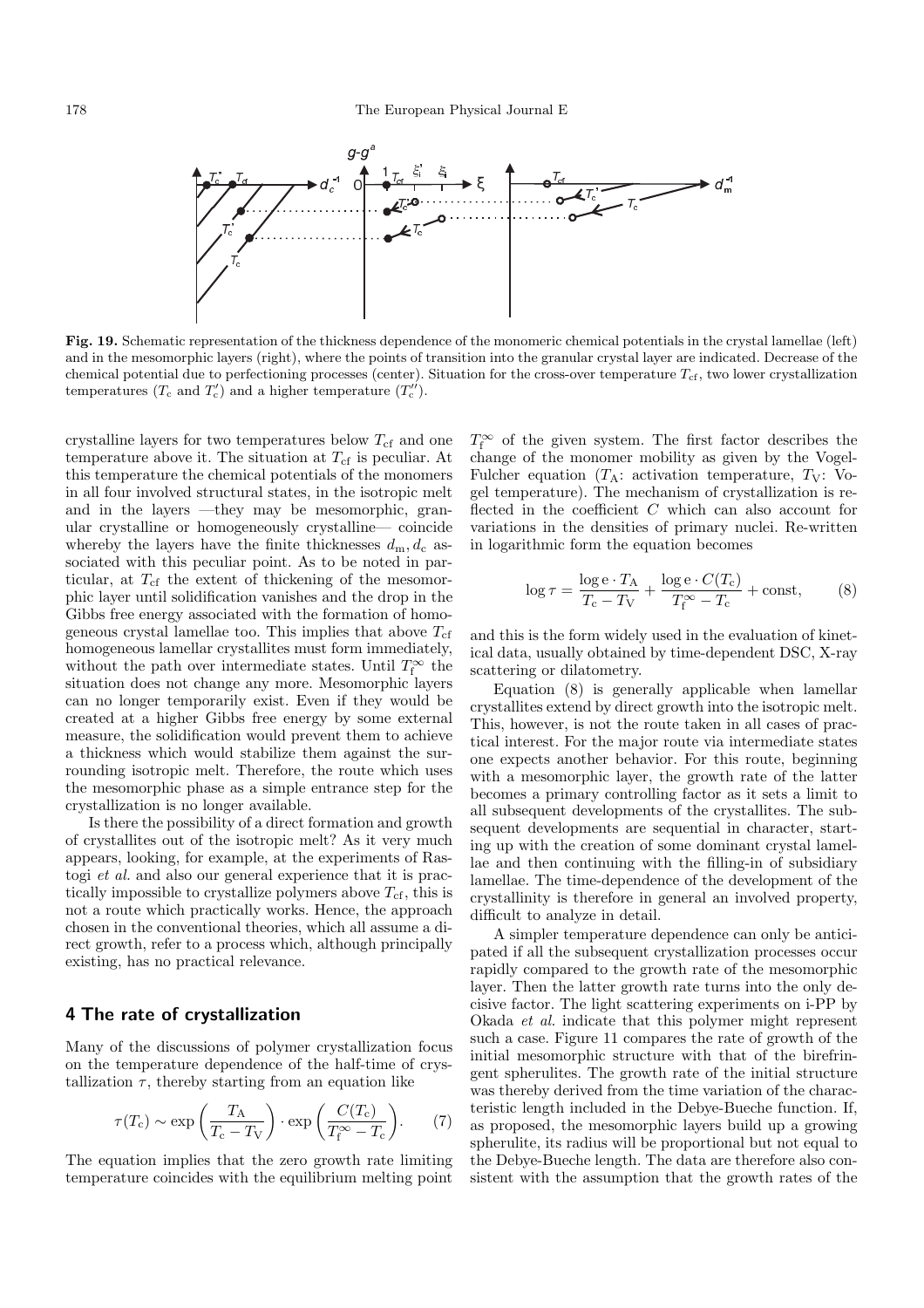**Fig. 19.** Schematic representation of the thickness dependence of the monomeric chemical potentials in the crystal lamellae (left) and in the mesomorphic layers (right), where the points of transition into the granular crystal layer are indicated. Decrease of the chemical potential due to perfectioning processes (center). Situation for the cross-over temperature $T_{\mathrm{cf}}$, two lower crystallization temperatures ($T_{\mathrm{c}}$ and $T_{\mathrm{c}}'$) and a higher temperature ($T_{\mathrm{c}}''$).

crystalline layers for two temperatures below $T_{\mathrm{cf}}$ and one temperature above it. The situation at $T_{\mathrm{cf}}$ is peculiar. At this temperature the chemical potentials of the monomers in all four involved structural states, in the isotropic melt and in the layers —they may be mesomorphic, granular crystalline or homogeneously crystalline— coincide whereby the layers have the finite thicknesses $d_{\mathrm{m}}, d_{\mathrm{c}}$ associated with this peculiar point. As to be noted in particular, at $T_{\mathrm{cf}}$ the extent of thickening of the mesomorphic layer until solidification vanishes and the drop in the Gibbs free energy associated with the formation of homogeneous crystal lamellae too. This implies that above $T_{\mathrm{cf}}$ homogeneous lamellar crystallites must form immediately, without the path over intermediate states. Until $T_{\mathrm{f}}^{\infty}$ the situation does not change any more. Mesomorphic layers can no longer temporarily exist. Even if they would be created at a higher Gibbs free energy by some external measure, the solidification would prevent them to achieve a thickness which would stabilize them against the surrounding isotropic melt. Therefore, the route which uses the mesomorphic phase as a simple entrance step for the crystallization is no longer available.

Is there the possibility of a direct formation and growth of crystallites out of the isotropic melt? As it very much appears, looking, for example, at the experiments of Rastogi *et al.* and also our general experience that it is practically impossible to crystallize polymers above $T_{\mathrm{cf}}$, this is not a route which practically works. Hence, the approach chosen in the conventional theories, which all assume a direct growth, refer to a process which, although principally existing, has no practical relevance.

## 4 The rate of crystallization

Many of the discussions of polymer crystallization focus on the temperature dependence of the half-time of crystallization $\tau$, thereby starting from an equation like

$$\tau(T_{\mathrm{c}}) \sim \exp\left(\frac{T_{\mathrm{A}}}{T_{\mathrm{c}} - T_{\mathrm{V}}}\right) \cdot \exp\left(\frac{C(T_{\mathrm{c}})}{T_{\mathrm{f}}^{\infty} - T_{\mathrm{c}}}\right). \tag{7}$$

The equation implies that the zero growth rate limiting temperature coincides with the equilibrium melting point $T_{\mathrm{f}}^{\infty}$ of the given system. The first factor describes the change of the monomer mobility as given by the Vogel-Fulcher equation ($T_{\mathrm{A}}$: activation temperature, $T_{\mathrm{V}}$: Vogel temperature). The mechanism of crystallization is reflected in the coefficient $C$ which can also account for variations in the densities of primary nuclei. Re-written in logarithmic form the equation becomes

$$\log \tau = \frac{\log \mathrm{e} \cdot T_{\mathrm{A}}}{T_{\mathrm{c}} - T_{\mathrm{V}}} + \frac{\log \mathrm{e} \cdot C(T_{\mathrm{c}})}{T_{\mathrm{f}}^{\infty} - T_{\mathrm{c}}} + \mathrm{const}, \tag{8}$$

and this is the form widely used in the evaluation of kinetical data, usually obtained by time-dependent DSC, X-ray scattering or dilatometry.

Equation (8) is generally applicable when lamellar crystallites extend by direct growth into the isotropic melt. This, however, is not the route taken in all cases of practical interest. For the major route via intermediate states one expects another behavior. For this route, beginning with a mesomorphic layer, the growth rate of the latter becomes a primary controlling factor as it sets a limit to all subsequent developments of the crystallites. The subsequent developments are sequential in character, starting up with the creation of some dominant crystal lamellae and then continuing with the filling-in of subsidiary lamellae. The time-dependence of the development of the crystallinity is therefore in general an involved property, difficult to analyze in detail.

A simpler temperature dependence can only be anticipated if all the subsequent crystallization processes occur rapidly compared to the growth rate of the mesomorphic layer. Then the latter growth rate turns into the only decisive factor. The light scattering experiments on i-PP by Okada *et al.* indicate that this polymer might represent such a case. Figure 11 compares the rate of growth of the initial mesomorphic structure with that of the birefringent spherulites. The growth rate of the initial structure was thereby derived from the time variation of the characteristic length included in the Debye-Bueche function. If, as proposed, the mesomorphic layers build up a growing spherulite, its radius will be proportional but not equal to the Debye-Bueche length. The data are therefore also consistent with the assumption that the growth rates of the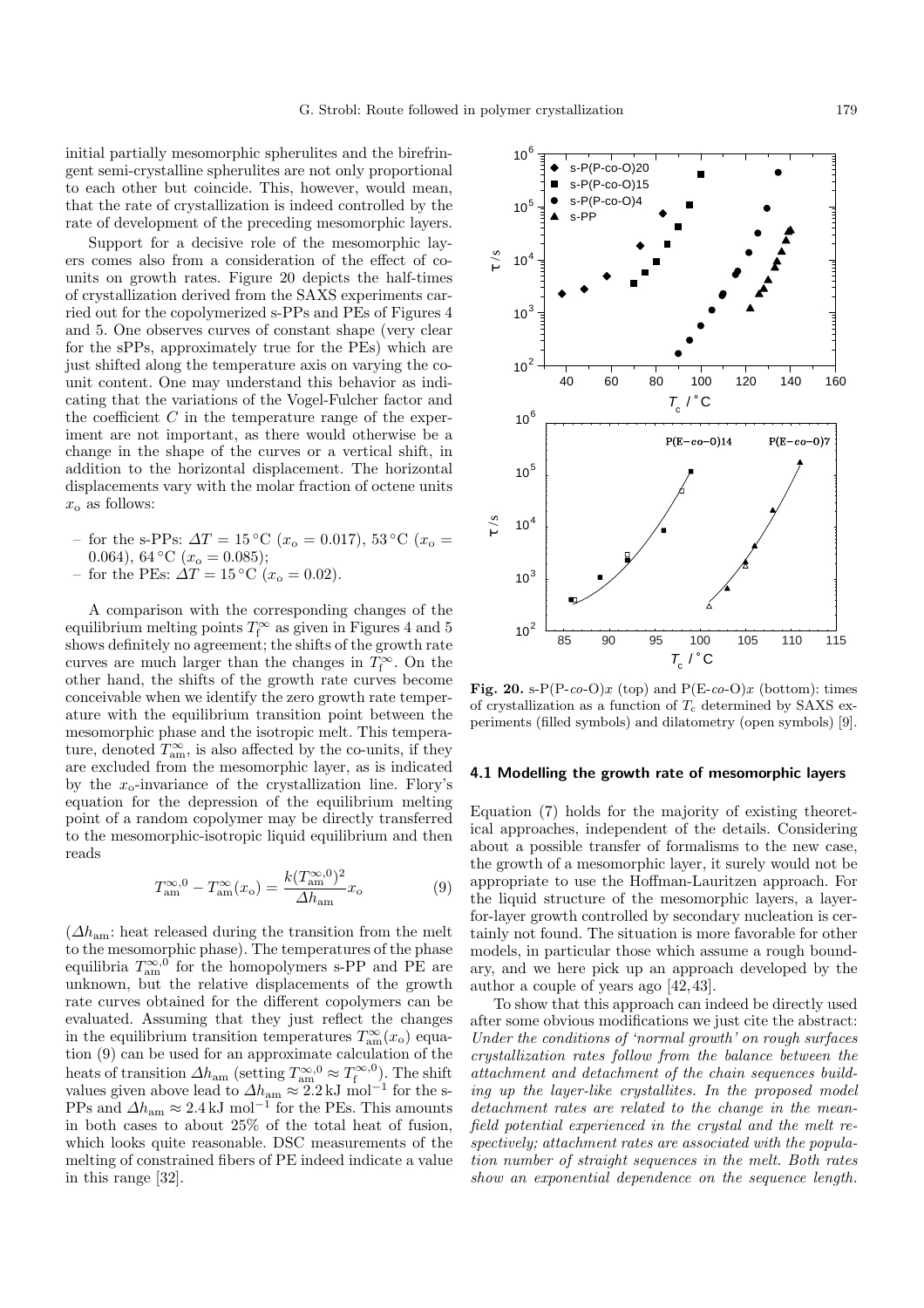initial partially mesomorphic spherulites and the birefringent semi-crystalline spherulites are not only proportional to each other but coincide. This, however, would mean, that the rate of crystallization is indeed controlled by the rate of development of the preceding mesomorphic layers.

Support for a decisive role of the mesomorphic layers comes also from a consideration of the effect of co-units on growth rates. Figure 20 depicts the half-times of crystallization derived from the SAXS experiments carried out for the copolymerized s-PPs and PEs of Figures 4 and 5. One observes curves of constant shape (very clear for the sPPs, approximately true for the PEs) which are just shifted along the temperature axis on varying the co-unit content. One may understand this behavior as indicating that the variations of the Vogel-Fulcher factor and the coefficient $C$ in the temperature range of the experiment are not important, as there would otherwise be a change in the shape of the curves or a vertical shift, in addition to the horizontal displacement. The horizontal displacements vary with the molar fraction of octene units $x_o$ as follows:

– for the s-PPs: $\Delta T = 15\,^{\circ}\mathrm{C}$ ($x_o = 0.017$), $53\,^{\circ}\mathrm{C}$ ($x_o = 0.064$), $64\,^{\circ}\mathrm{C}$ ($x_o = 0.085$);
– for the PEs: $\Delta T = 15\,^{\circ}\mathrm{C}$ ($x_o = 0.02$).

A comparison with the corresponding changes of the equilibrium melting points $T_f^{\infty}$ as given in Figures 4 and 5 shows definitely no agreement; the shifts of the growth rate curves are much larger than the changes in $T_f^{\infty}$. On the other hand, the shifts of the growth rate curves become conceivable when we identify the zero growth rate temperature with the equilibrium transition point between the mesomorphic phase and the isotropic melt. This temperature, denoted $T_{am}^{\infty}$, is also affected by the co-units, if they are excluded from the mesomorphic layer, as is indicated by the $x_o$-invariance of the crystallization line. Flory's equation for the depression of the equilibrium melting point of a random copolymer may be directly transferred to the mesomorphic-isotropic liquid equilibrium and then reads

$$T_{am}^{\infty,0} - T_{am}^{\infty}(x_o) = \frac{k(T_{am}^{\infty,0})^2}{\Delta h_{am}} x_o \tag{9}$$

($\Delta h_{am}$: heat released during the transition from the melt to the mesomorphic phase). The temperatures of the phase equilibria $T_{am}^{\infty,0}$ for the homopolymers s-PP and PE are unknown, but the relative displacements of the growth rate curves obtained for the different copolymers can be evaluated. Assuming that they just reflect the changes in the equilibrium transition temperatures $T_{am}^{\infty}(x_o)$ equation (9) can be used for an approximate calculation of the heats of transition $\Delta h_{am}$ (setting $T_{am}^{\infty,0} \approx T_f^{\infty,0}$). The shift values given above lead to $\Delta h_{am} \approx 2.2\,\mathrm{kJ\ mol^{-1}}$ for the s-PPs and $\Delta h_{am} \approx 2.4\,\mathrm{kJ\ mol^{-1}}$ for the PEs. This amounts in both cases to about 25% of the total heat of fusion, which looks quite reasonable. DSC measurements of the melting of constrained fibers of PE indeed indicate a value in this range [32].

**Fig. 20.** s-P(P-*co*-O)$x$ (top) and P(E-*co*-O)$x$ (bottom): times of crystallization as a function of $T_c$ determined by SAXS experiments (filled symbols) and dilatometry (open symbols) [9].

### 4.1 Modelling the growth rate of mesomorphic layers

Equation (7) holds for the majority of existing theoretical approaches, independent of the details. Considering about a possible transfer of formalisms to the new case, the growth of a mesomorphic layer, it surely would not be appropriate to use the Hoffman-Lauritzen approach. For the liquid structure of the mesomorphic layers, a layer-for-layer growth controlled by secondary nucleation is certainly not found. The situation is more favorable for other models, in particular those which assume a rough boundary, and we here pick up an approach developed by the author a couple of years ago [42,43].

To show that this approach can indeed be directly used after some obvious modifications we just cite the abstract: *Under the conditions of 'normal growth' on rough surfaces crystallization rates follow from the balance between the attachment and detachment of the chain sequences building up the layer-like crystallites. In the proposed model detachment rates are related to the change in the mean-field potential experienced in the crystal and the melt respectively; attachment rates are associated with the population number of straight sequences in the melt. Both rates show an exponential dependence on the sequence length.*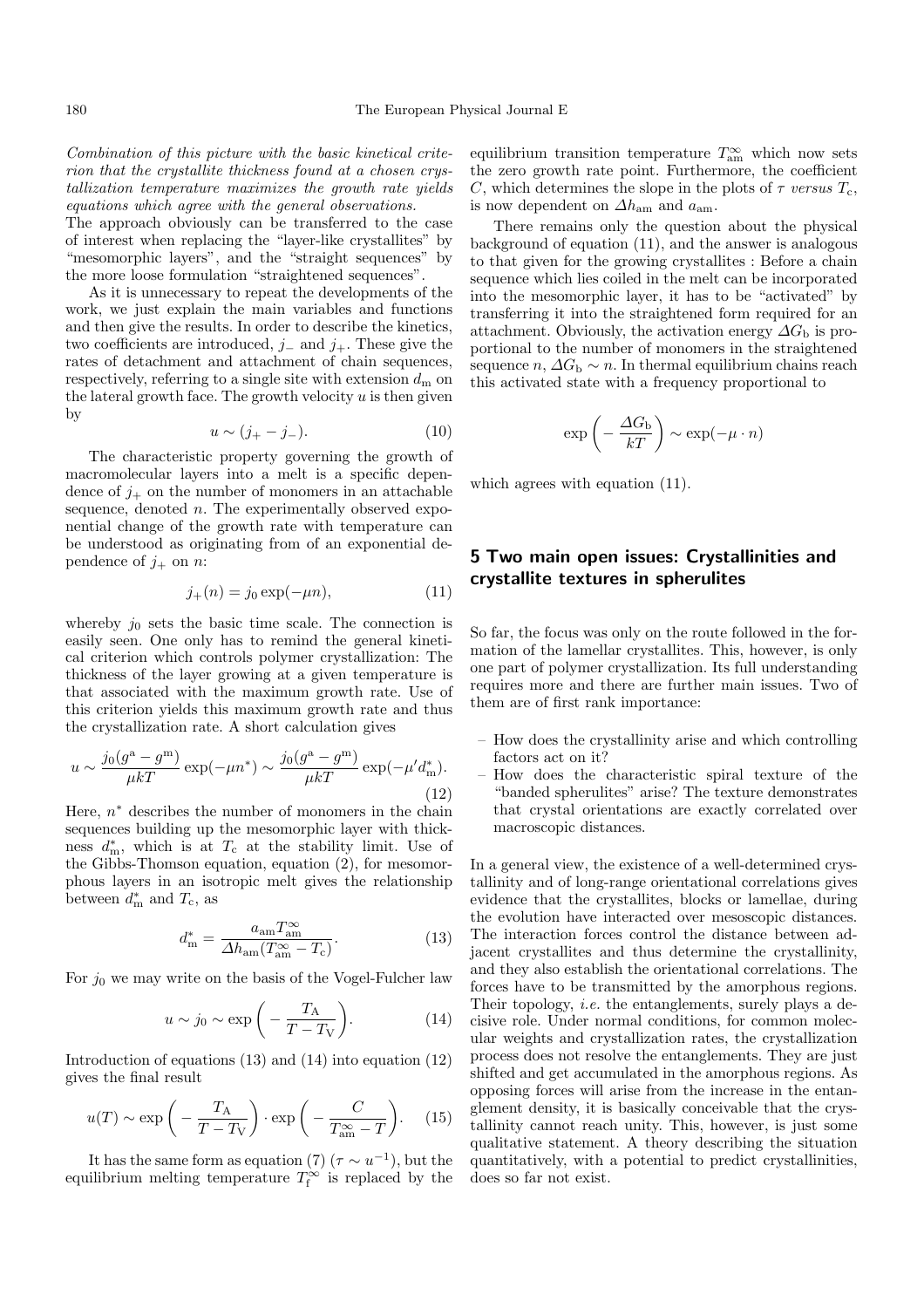*Combination of this picture with the basic kinetical criterion that the crystallite thickness found at a chosen crystallization temperature maximizes the growth rate yields equations which agree with the general observations.*

The approach obviously can be transferred to the case of interest when replacing the "layer-like crystallites" by "mesomorphic layers", and the "straight sequences" by the more loose formulation "straightened sequences".

As it is unnecessary to repeat the developments of the work, we just explain the main variables and functions and then give the results. In order to describe the kinetics, two coefficients are introduced, $j_-$ and $j_+$. These give the rates of detachment and attachment of chain sequences, respectively, referring to a single site with extension $d_{\mathrm{m}}$ on the lateral growth face. The growth velocity $u$ is then given by

$$u \sim (j_+ - j_-). \tag{10}$$

The characteristic property governing the growth of macromolecular layers into a melt is a specific dependence of $j_+$ on the number of monomers in an attachable sequence, denoted $n$. The experimentally observed exponential change of the growth rate with temperature can be understood as originating from of an exponential dependence of $j_+$ on $n$:

$$j_+(n) = j_0 \exp(-\mu n), \tag{11}$$

whereby $j_0$ sets the basic time scale. The connection is easily seen. One only has to remind the general kinetical criterion which controls polymer crystallization: The thickness of the layer growing at a given temperature is that associated with the maximum growth rate. Use of this criterion yields this maximum growth rate and thus the crystallization rate. A short calculation gives

$$u \sim \frac{j_0(g^{\mathrm{a}} - g^{\mathrm{m}})}{\mu kT} \exp(-\mu n^*) \sim \frac{j_0(g^{\mathrm{a}} - g^{\mathrm{m}})}{\mu kT} \exp(-\mu' d_{\mathrm{m}}^*). \tag{12}$$

Here, $n^*$ describes the number of monomers in the chain sequences building up the mesomorphic layer with thickness $d_{\mathrm{m}}^*$, which is at $T_{\mathrm{c}}$ at the stability limit. Use of the Gibbs-Thomson equation, equation (2), for mesomorphous layers in an isotropic melt gives the relationship between $d_{\mathrm{m}}^*$ and $T_{\mathrm{c}}$, as

$$d_{\mathrm{m}}^* = \frac{a_{\mathrm{am}} T_{\mathrm{am}}^{\infty}}{\Delta h_{\mathrm{am}}(T_{\mathrm{am}}^{\infty} - T_{\mathrm{c}})}. \tag{13}$$

For $j_0$ we may write on the basis of the Vogel-Fulcher law

$$u \sim j_0 \sim \exp\left(-\frac{T_{\mathrm{A}}}{T - T_{\mathrm{V}}}\right). \tag{14}$$

Introduction of equations (13) and (14) into equation (12) gives the final result

$$u(T) \sim \exp\left(-\frac{T_{\mathrm{A}}}{T - T_{\mathrm{V}}}\right) \cdot \exp\left(-\frac{C}{T_{\mathrm{am}}^{\infty} - T}\right). \tag{15}$$

It has the same form as equation (7) ($\tau \sim u^{-1}$), but the equilibrium melting temperature $T_{\mathrm{f}}^{\infty}$ is replaced by the equilibrium transition temperature $T_{\mathrm{am}}^{\infty}$ which now sets the zero growth rate point. Furthermore, the coefficient $C$, which determines the slope in the plots of $\tau$ *versus* $T_{\mathrm{c}}$, is now dependent on $\Delta h_{\mathrm{am}}$ and $a_{\mathrm{am}}$.

There remains only the question about the physical background of equation (11), and the answer is analogous to that given for the growing crystallites : Before a chain sequence which lies coiled in the melt can be incorporated into the mesomorphic layer, it has to be "activated" by transferring it into the straightened form required for an attachment. Obviously, the activation energy $\Delta G_{\mathrm{b}}$ is proportional to the number of monomers in the straightened sequence $n$, $\Delta G_{\mathrm{b}} \sim n$. In thermal equilibrium chains reach this activated state with a frequency proportional to

$$\exp\left(-\frac{\Delta G_{\mathrm{b}}}{kT}\right) \sim \exp(-\mu \cdot n)$$

which agrees with equation (11).

## 5 Two main open issues: Crystallinities and crystallite textures in spherulites

So far, the focus was only on the route followed in the formation of the lamellar crystallites. This, however, is only one part of polymer crystallization. Its full understanding requires more and there are further main issues. Two of them are of first rank importance:

- How does the crystallinity arise and which controlling factors act on it?
- How does the characteristic spiral texture of the "banded spherulites" arise? The texture demonstrates that crystal orientations are exactly correlated over macroscopic distances.

In a general view, the existence of a well-determined crystallinity and of long-range orientational correlations gives evidence that the crystallites, blocks or lamellae, during the evolution have interacted over mesoscopic distances. The interaction forces control the distance between adjacent crystallites and thus determine the crystallinity, and they also establish the orientational correlations. The forces have to be transmitted by the amorphous regions. Their topology, *i.e.* the entanglements, surely plays a decisive role. Under normal conditions, for common molecular weights and crystallization rates, the crystallization process does not resolve the entanglements. They are just shifted and get accumulated in the amorphous regions. As opposing forces will arise from the increase in the entanglement density, it is basically conceivable that the crystallinity cannot reach unity. This, however, is just some qualitative statement. A theory describing the situation quantitatively, with a potential to predict crystallinities, does so far not exist.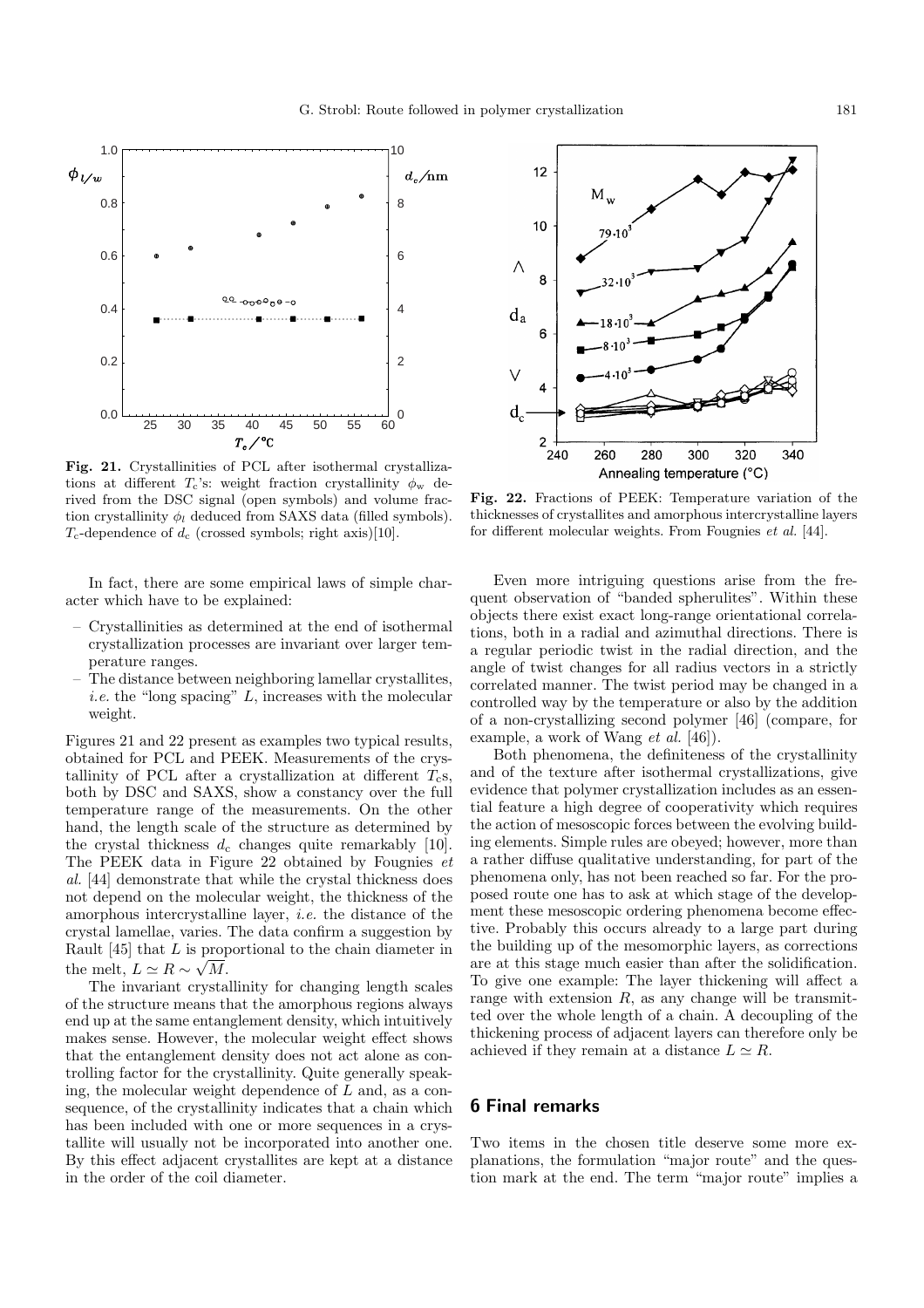**Fig. 21.** Crystallinities of PCL after isothermal crystallizations at different $T_c$'s: weight fraction crystallinity $\phi_w$ derived from the DSC signal (open symbols) and volume fraction crystallinity $\phi_l$ deduced from SAXS data (filled symbols). $T_c$-dependence of $d_c$ (crossed symbols; right axis)[10].

**Fig. 22.** Fractions of PEEK: Temperature variation of the thicknesses of crystallites and amorphous intercrystalline layers for different molecular weights. From Fougnies *et al.* [44].

In fact, there are some empirical laws of simple character which have to be explained:

- Crystallinities as determined at the end of isothermal crystallization processes are invariant over larger temperature ranges.
- The distance between neighboring lamellar crystallites, *i.e.* the "long spacing" $L$, increases with the molecular weight.

Figures 21 and 22 present as examples two typical results, obtained for PCL and PEEK. Measurements of the crystallinity of PCL after a crystallization at different $T_c$s, both by DSC and SAXS, show a constancy over the full temperature range of the measurements. On the other hand, the length scale of the structure as determined by the crystal thickness $d_c$ changes quite remarkably [10]. The PEEK data in Figure 22 obtained by Fougnies *et al.* [44] demonstrate that while the crystal thickness does not depend on the molecular weight, the thickness of the amorphous intercrystalline layer, *i.e.* the distance of the crystal lamellae, varies. The data confirm a suggestion by Rault [45] that $L$ is proportional to the chain diameter in the melt, $L \simeq R \sim \sqrt{M}$.

The invariant crystallinity for changing length scales of the structure means that the amorphous regions always end up at the same entanglement density, which intuitively makes sense. However, the molecular weight effect shows that the entanglement density does not act alone as controlling factor for the crystallinity. Quite generally speaking, the molecular weight dependence of $L$ and, as a consequence, of the crystallinity indicates that a chain which has been included with one or more sequences in a crystallite will usually not be incorporated into another one. By this effect adjacent crystallites are kept at a distance in the order of the coil diameter.

Even more intriguing questions arise from the frequent observation of "banded spherulites". Within these objects there exist exact long-range orientational correlations, both in a radial and azimuthal directions. There is a regular periodic twist in the radial direction, and the angle of twist changes for all radius vectors in a strictly correlated manner. The twist period may be changed in a controlled way by the temperature or also by the addition of a non-crystallizing second polymer [46] (compare, for example, a work of Wang *et al.* [46]).

Both phenomena, the definiteness of the crystallinity and of the texture after isothermal crystallizations, give evidence that polymer crystallization includes as an essential feature a high degree of cooperativity which requires the action of mesoscopic forces between the evolving building elements. Simple rules are obeyed; however, more than a rather diffuse qualitative understanding, for part of the phenomena only, has not been reached so far. For the proposed route one has to ask at which stage of the development these mesoscopic ordering phenomena become effective. Probably this occurs already to a large part during the building up of the mesomorphic layers, as corrections are at this stage much easier than after the solidification. To give one example: The layer thickening will affect a range with extension $R$, as any change will be transmitted over the whole length of a chain. A decoupling of the thickening process of adjacent layers can therefore only be achieved if they remain at a distance $L \simeq R$.

## 6 Final remarks

Two items in the chosen title deserve some more explanations, the formulation "major route" and the question mark at the end. The term "major route" implies a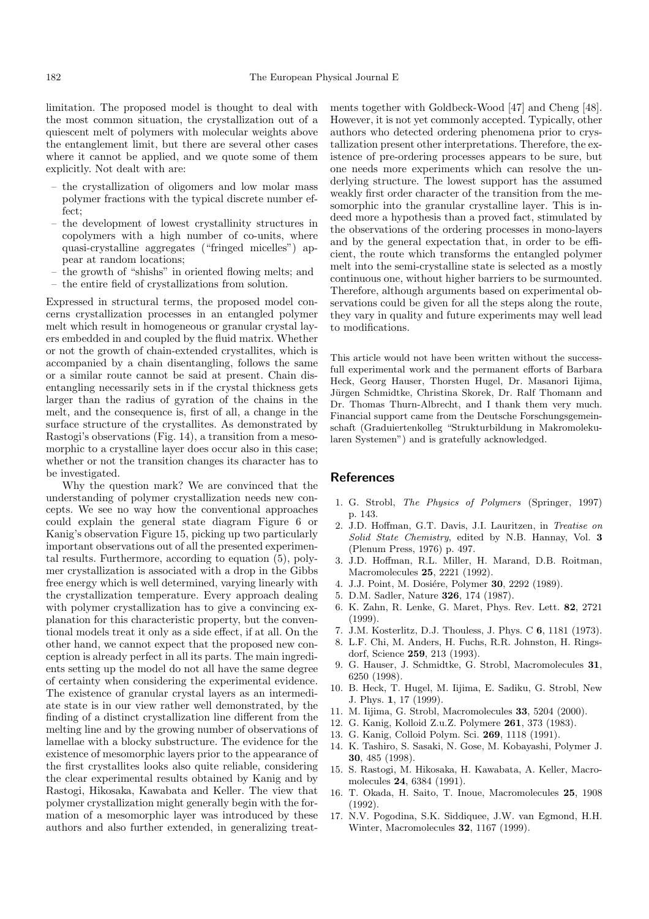limitation. The proposed model is thought to deal with the most common situation, the crystallization out of a quiescent melt of polymers with molecular weights above the entanglement limit, but there are several other cases where it cannot be applied, and we quote some of them explicitly. Not dealt with are:

- the crystallization of oligomers and low molar mass polymer fractions with the typical discrete number effect;
- the development of lowest crystallinity structures in copolymers with a high number of co-units, where quasi-crystalline aggregates ("fringed micelles") appear at random locations;
- the growth of "shishs" in oriented flowing melts; and
- the entire field of crystallizations from solution.

Expressed in structural terms, the proposed model concerns crystallization processes in an entangled polymer melt which result in homogeneous or granular crystal layers embedded in and coupled by the fluid matrix. Whether or not the growth of chain-extended crystallites, which is accompanied by a chain disentangling, follows the same or a similar route cannot be said at present. Chain disentangling necessarily sets in if the crystal thickness gets larger than the radius of gyration of the chains in the melt, and the consequence is, first of all, a change in the surface structure of the crystallites. As demonstrated by Rastogi's observations (Fig. 14), a transition from a mesomorphic to a crystalline layer does occur also in this case; whether or not the transition changes its character has to be investigated.

Why the question mark? We are convinced that the understanding of polymer crystallization needs new concepts. We see no way how the conventional approaches could explain the general state diagram Figure 6 or Kanig's observation Figure 15, picking up two particularly important observations out of all the presented experimental results. Furthermore, according to equation (5), polymer crystallization is associated with a drop in the Gibbs free energy which is well determined, varying linearly with the crystallization temperature. Every approach dealing with polymer crystallization has to give a convincing explanation for this characteristic property, but the conventional models treat it only as a side effect, if at all. On the other hand, we cannot expect that the proposed new conception is already perfect in all its parts. The main ingredients setting up the model do not all have the same degree of certainty when considering the experimental evidence. The existence of granular crystal layers as an intermediate state is in our view rather well demonstrated, by the finding of a distinct crystallization line different from the melting line and by the growing number of observations of lamellae with a blocky substructure. The evidence for the existence of mesomorphic layers prior to the appearance of the first crystallites looks also quite reliable, considering the clear experimental results obtained by Kanig and by Rastogi, Hikosaka, Kawabata and Keller. The view that polymer crystallization might generally begin with the formation of a mesomorphic layer was introduced by these authors and also further extended, in generalizing treatments together with Goldbeck-Wood [47] and Cheng [48]. However, it is not yet commonly accepted. Typically, other authors who detected ordering phenomena prior to crystallization present other interpretations. Therefore, the existence of pre-ordering processes appears to be sure, but one needs more experiments which can resolve the underlying structure. The lowest support has the assumed weakly first order character of the transition from the mesomorphic into the granular crystalline layer. This is indeed more a hypothesis than a proved fact, stimulated by the observations of the ordering processes in mono-layers and by the general expectation that, in order to be efficient, the route which transforms the entangled polymer melt into the semi-crystalline state is selected as a mostly continuous one, without higher barriers to be surmounted. Therefore, although arguments based on experimental observations could be given for all the steps along the route, they vary in quality and future experiments may well lead to modifications.

This article would not have been written without the successfull experimental work and the permanent efforts of Barbara Heck, Georg Hauser, Thorsten Hugel, Dr. Masanori Iijima, Jürgen Schmidtke, Christina Skorek, Dr. Ralf Thomann and Dr. Thomas Thurn-Albrecht, and I thank them very much. Financial support came from the Deutsche Forschungsgemeinschaft (Graduiertenkolleg "Strukturbildung in Makromolekularen Systemen") and is gratefully acknowledged.

## References

1. G. Strobl, *The Physics of Polymers* (Springer, 1997) p. 143.
2. J.D. Hoffman, G.T. Davis, J.I. Lauritzen, in *Treatise on Solid State Chemistry*, edited by N.B. Hannay, Vol. **3** (Plenum Press, 1976) p. 497.
3. J.D. Hoffman, R.L. Miller, H. Marand, D.B. Roitman, Macromolecules **25**, 2221 (1992).
4. J.J. Point, M. Dosiére, Polymer **30**, 2292 (1989).
5. D.M. Sadler, Nature **326**, 174 (1987).
6. K. Zahn, R. Lenke, G. Maret, Phys. Rev. Lett. **82**, 2721 (1999).
7. J.M. Kosterlitz, D.J. Thouless, J. Phys. C **6**, 1181 (1973).
8. L.F. Chi, M. Anders, H. Fuchs, R.R. Johnston, H. Ringsdorf, Science **259**, 213 (1993).
9. G. Hauser, J. Schmidtke, G. Strobl, Macromolecules **31**, 6250 (1998).
10. B. Heck, T. Hugel, M. Iijima, E. Sadiku, G. Strobl, New J. Phys. **1**, 17 (1999).
11. M. Iijima, G. Strobl, Macromolecules **33**, 5204 (2000).
12. G. Kanig, Kolloid Z.u.Z. Polymere **261**, 373 (1983).
13. G. Kanig, Colloid Polym. Sci. **269**, 1118 (1991).
14. K. Tashiro, S. Sasaki, N. Gose, M. Kobayashi, Polymer J. **30**, 485 (1998).
15. S. Rastogi, M. Hikosaka, H. Kawabata, A. Keller, Macromolecules **24**, 6384 (1991).
16. T. Okada, H. Saito, T. Inoue, Macromolecules **25**, 1908 (1992).
17. N.V. Pogodina, S.K. Siddiquee, J.W. van Egmond, H.H. Winter, Macromolecules **32**, 1167 (1999).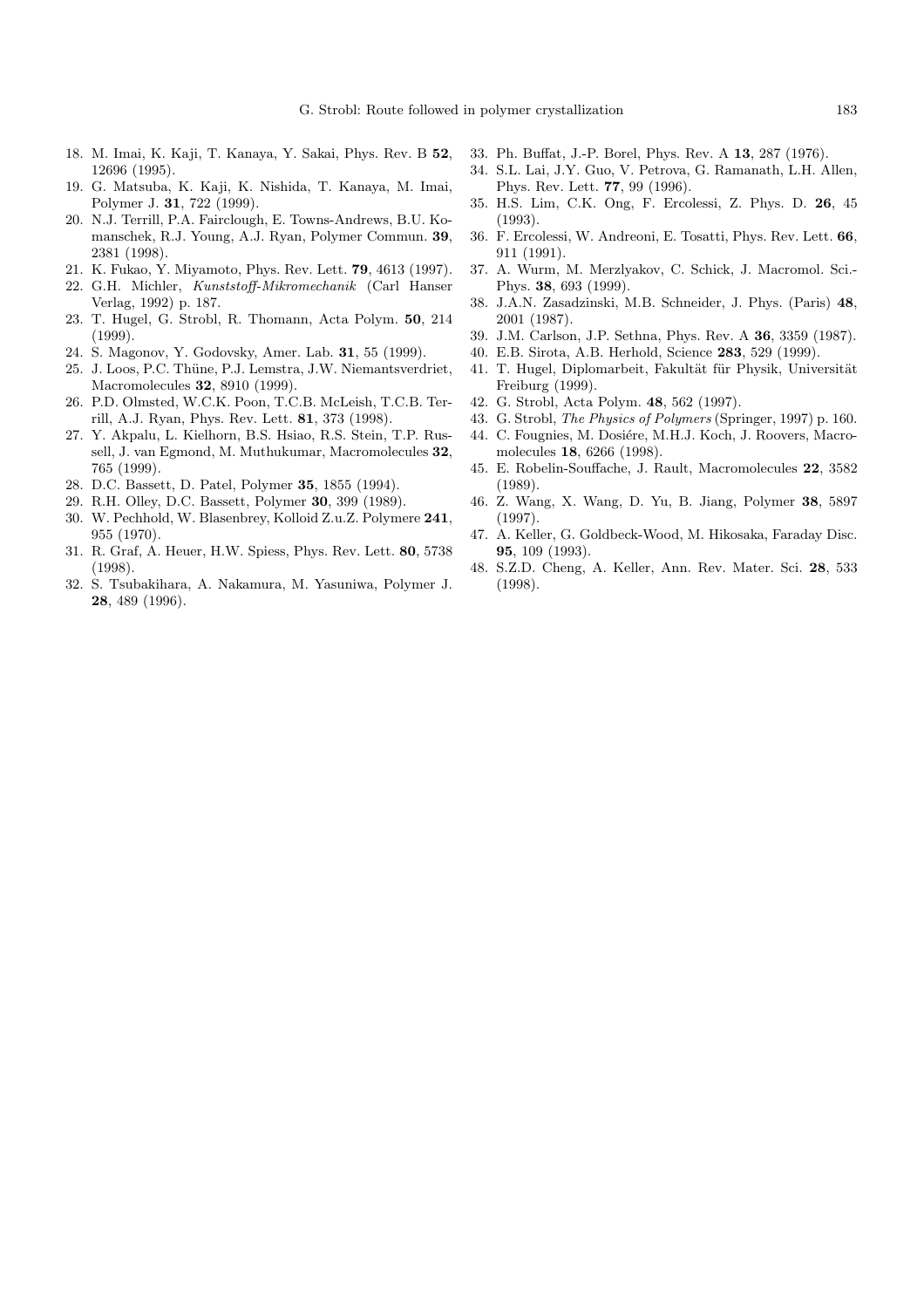18. M. Imai, K. Kaji, T. Kanaya, Y. Sakai, Phys. Rev. B **52**, 12696 (1995).
19. G. Matsuba, K. Kaji, K. Nishida, T. Kanaya, M. Imai, Polymer J. **31**, 722 (1999).
20. N.J. Terrill, P.A. Fairclough, E. Towns-Andrews, B.U. Komanschek, R.J. Young, A.J. Ryan, Polymer Commun. **39**, 2381 (1998).
21. K. Fukao, Y. Miyamoto, Phys. Rev. Lett. **79**, 4613 (1997).
22. G.H. Michler, *Kunststoff-Mikromechanik* (Carl Hanser Verlag, 1992) p. 187.
23. T. Hugel, G. Strobl, R. Thomann, Acta Polym. **50**, 214 (1999).
24. S. Magonov, Y. Godovsky, Amer. Lab. **31**, 55 (1999).
25. J. Loos, P.C. Thüne, P.J. Lemstra, J.W. Niemantsverdriet, Macromolecules **32**, 8910 (1999).
26. P.D. Olmsted, W.C.K. Poon, T.C.B. McLeish, T.C.B. Terrill, A.J. Ryan, Phys. Rev. Lett. **81**, 373 (1998).
27. Y. Akpalu, L. Kielhorn, B.S. Hsiao, R.S. Stein, T.P. Russell, J. van Egmond, M. Muthukumar, Macromolecules **32**, 765 (1999).
28. D.C. Bassett, D. Patel, Polymer **35**, 1855 (1994).
29. R.H. Olley, D.C. Bassett, Polymer **30**, 399 (1989).
30. W. Pechhold, W. Blasenbrey, Kolloid Z.u.Z. Polymere **241**, 955 (1970).
31. R. Graf, A. Heuer, H.W. Spiess, Phys. Rev. Lett. **80**, 5738 (1998).
32. S. Tsubakihara, A. Nakamura, M. Yasuniwa, Polymer J. **28**, 489 (1996).
33. Ph. Buffat, J.-P. Borel, Phys. Rev. A **13**, 287 (1976).
34. S.L. Lai, J.Y. Guo, V. Petrova, G. Ramanath, L.H. Allen, Phys. Rev. Lett. **77**, 99 (1996).
35. H.S. Lim, C.K. Ong, F. Ercolessi, Z. Phys. D. **26**, 45 (1993).
36. F. Ercolessi, W. Andreoni, E. Tosatti, Phys. Rev. Lett. **66**, 911 (1991).
37. A. Wurm, M. Merzlyakov, C. Schick, J. Macromol. Sci.-Phys. **38**, 693 (1999).
38. J.A.N. Zasadzinski, M.B. Schneider, J. Phys. (Paris) **48**, 2001 (1987).
39. J.M. Carlson, J.P. Sethna, Phys. Rev. A **36**, 3359 (1987).
40. E.B. Sirota, A.B. Herhold, Science **283**, 529 (1999).
41. T. Hugel, Diplomarbeit, Fakultät für Physik, Universität Freiburg (1999).
42. G. Strobl, Acta Polym. **48**, 562 (1997).
43. G. Strobl, *The Physics of Polymers* (Springer, 1997) p. 160.
44. C. Fougnies, M. Dosiére, M.H.J. Koch, J. Roovers, Macromolecules **18**, 6266 (1998).
45. E. Robelin-Souffache, J. Rault, Macromolecules **22**, 3582 (1989).
46. Z. Wang, X. Wang, D. Yu, B. Jiang, Polymer **38**, 5897 (1997).
47. A. Keller, G. Goldbeck-Wood, M. Hikosaka, Faraday Disc. **95**, 109 (1993).
48. S.Z.D. Cheng, A. Keller, Ann. Rev. Mater. Sci. **28**, 533 (1998).